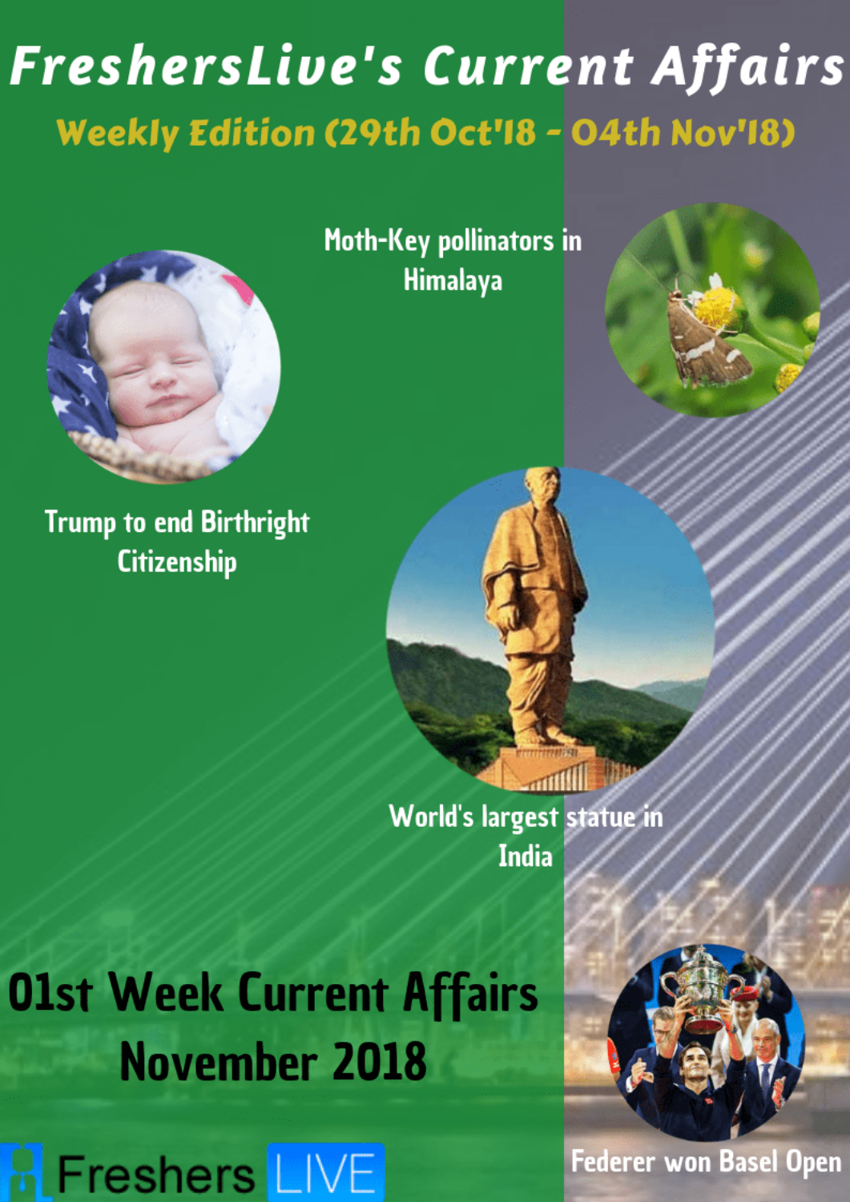# FreshersLive's Current Affairs

## Weekly Edition (29th Oct'18 - 04th Nov'18)

Moth-Key pollinators in Himalaya

Trump to end Birthright Citizenship

World's largest statue in India

# 01st Week Current Affairs November 2018

Federer won Basel Open

Freshers LIVE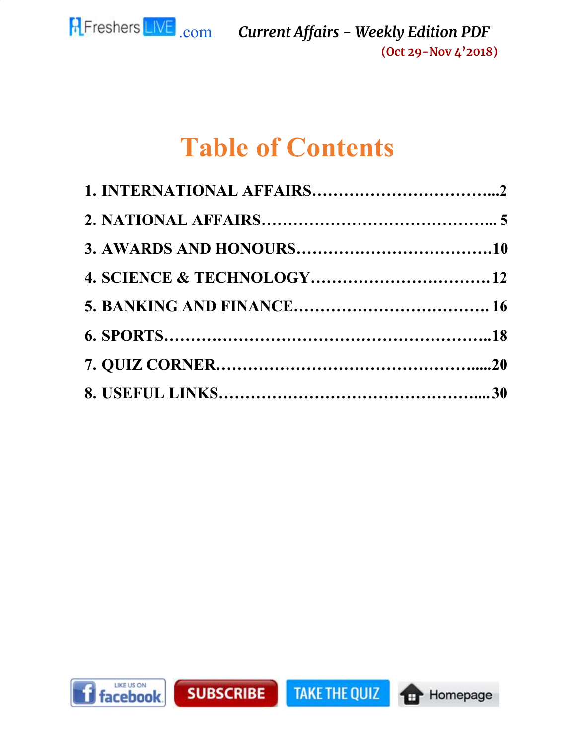# Table of Contents

1. INTERNATIONAL AFFAIRS……………………………...2
2. NATIONAL AFFAIRS……………………………………... 5
3. AWARDS AND HONOURS……………………………….10
4. SCIENCE & TECHNOLOGY…………………………….12
5. BANKING AND FINANCE………………………………. 16
6. SPORTS……………………………………………………..18
7. QUIZ CORNER………………………………………......20
8. USEFUL LINKS……………………………………….....30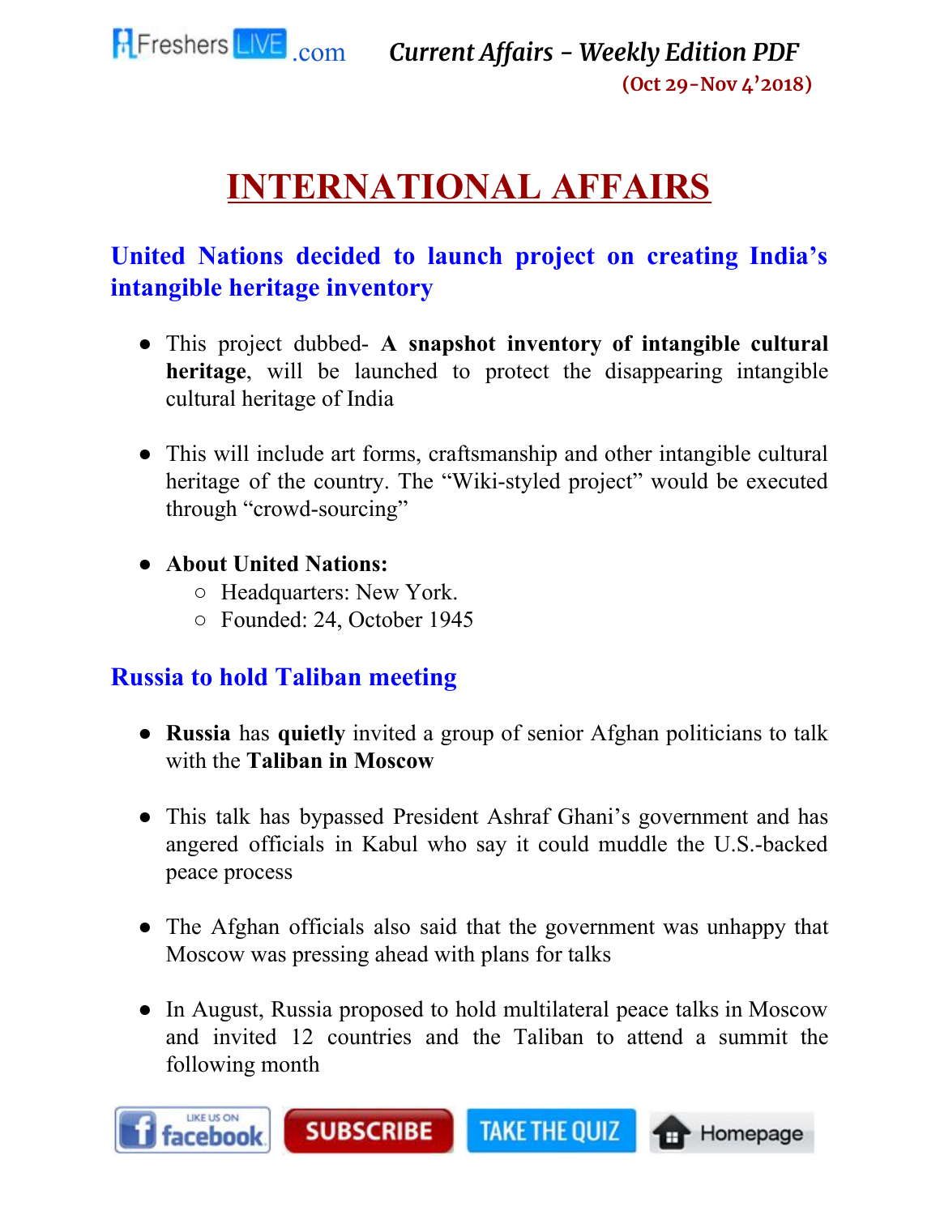# INTERNATIONAL AFFAIRS

## United Nations decided to launch project on creating India's intangible heritage inventory

- This project dubbed- **A snapshot inventory of intangible cultural heritage**, will be launched to protect the disappearing intangible cultural heritage of India
- This will include art forms, craftsmanship and other intangible cultural heritage of the country. The "Wiki-styled project" would be executed through "crowd-sourcing"
- **About United Nations:**
  - Headquarters: New York.
  - Founded: 24, October 1945

## Russia to hold Taliban meeting

- **Russia** has **quietly** invited a group of senior Afghan politicians to talk with the **Taliban in Moscow**
- This talk has bypassed President Ashraf Ghani's government and has angered officials in Kabul who say it could muddle the U.S.-backed peace process
- The Afghan officials also said that the government was unhappy that Moscow was pressing ahead with plans for talks
- In August, Russia proposed to hold multilateral peace talks in Moscow and invited 12 countries and the Taliban to attend a summit the following month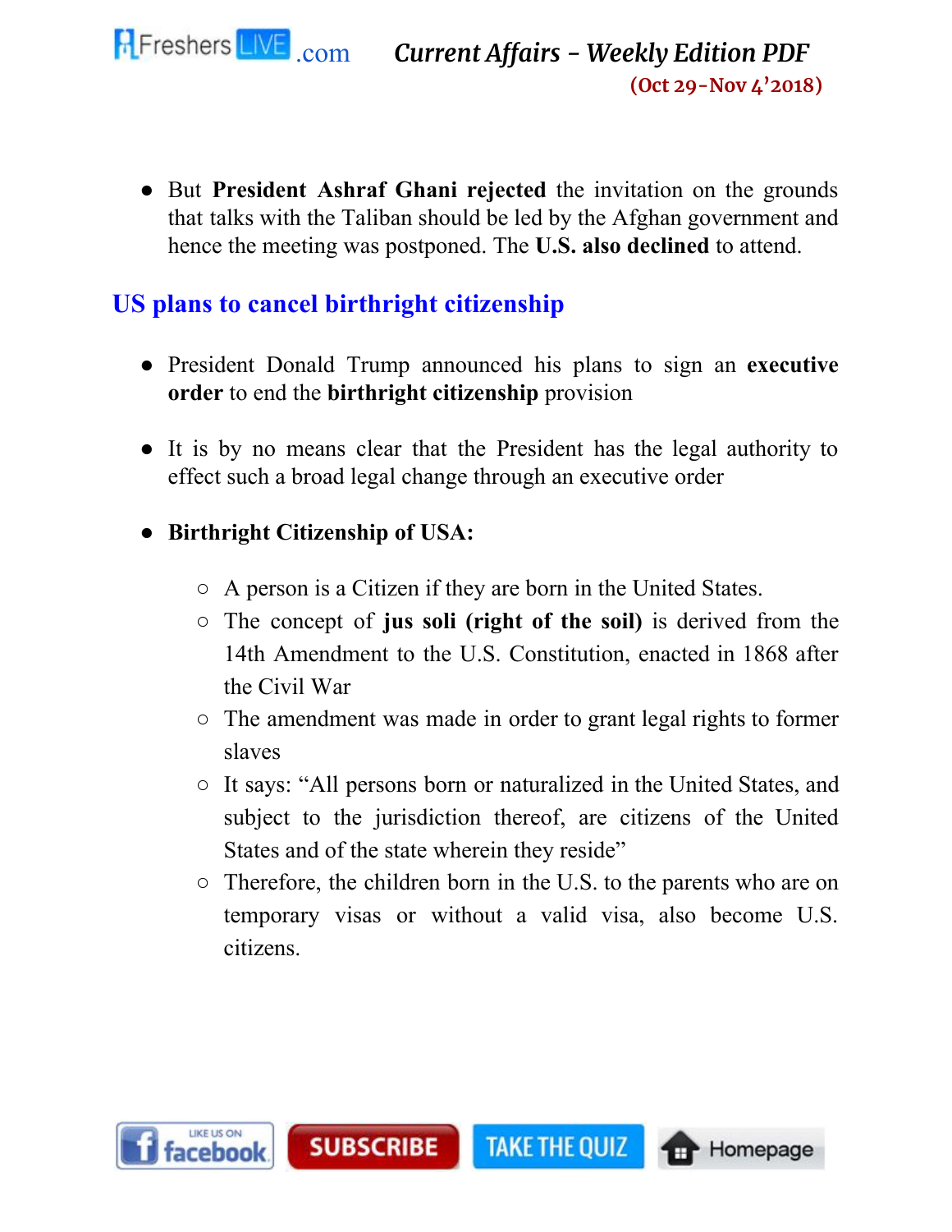- But **President Ashraf Ghani rejected** the invitation on the grounds that talks with the Taliban should be led by the Afghan government and hence the meeting was postponed. The **U.S. also declined** to attend.

## US plans to cancel birthright citizenship

- President Donald Trump announced his plans to sign an **executive order** to end the **birthright citizenship** provision

- It is by no means clear that the President has the legal authority to effect such a broad legal change through an executive order

- **Birthright Citizenship of USA:**
  - A person is a Citizen if they are born in the United States.
  - The concept of **jus soli (right of the soil)** is derived from the 14th Amendment to the U.S. Constitution, enacted in 1868 after the Civil War
  - The amendment was made in order to grant legal rights to former slaves
  - It says: "All persons born or naturalized in the United States, and subject to the jurisdiction thereof, are citizens of the United States and of the state wherein they reside"
  - Therefore, the children born in the U.S. to the parents who are on temporary visas or without a valid visa, also become U.S. citizens.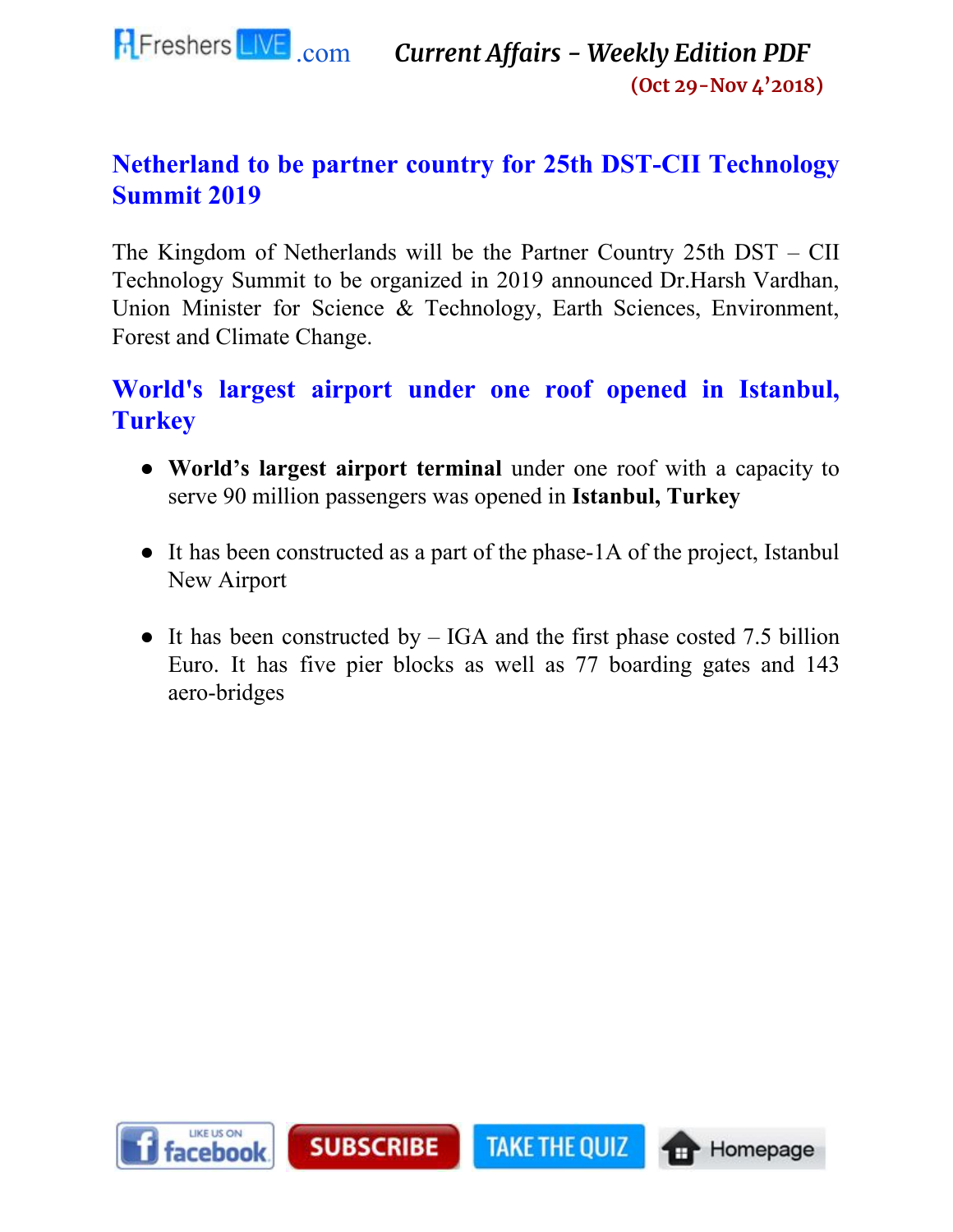## Netherland to be partner country for 25th DST-CII Technology Summit 2019

The Kingdom of Netherlands will be the Partner Country 25th DST – CII Technology Summit to be organized in 2019 announced Dr.Harsh Vardhan, Union Minister for Science & Technology, Earth Sciences, Environment, Forest and Climate Change.

## World's largest airport under one roof opened in Istanbul, Turkey

- **World's largest airport terminal** under one roof with a capacity to serve 90 million passengers was opened in **Istanbul, Turkey**
- It has been constructed as a part of the phase-1A of the project, Istanbul New Airport
- It has been constructed by – IGA and the first phase costed 7.5 billion Euro. It has five pier blocks as well as 77 boarding gates and 143 aero-bridges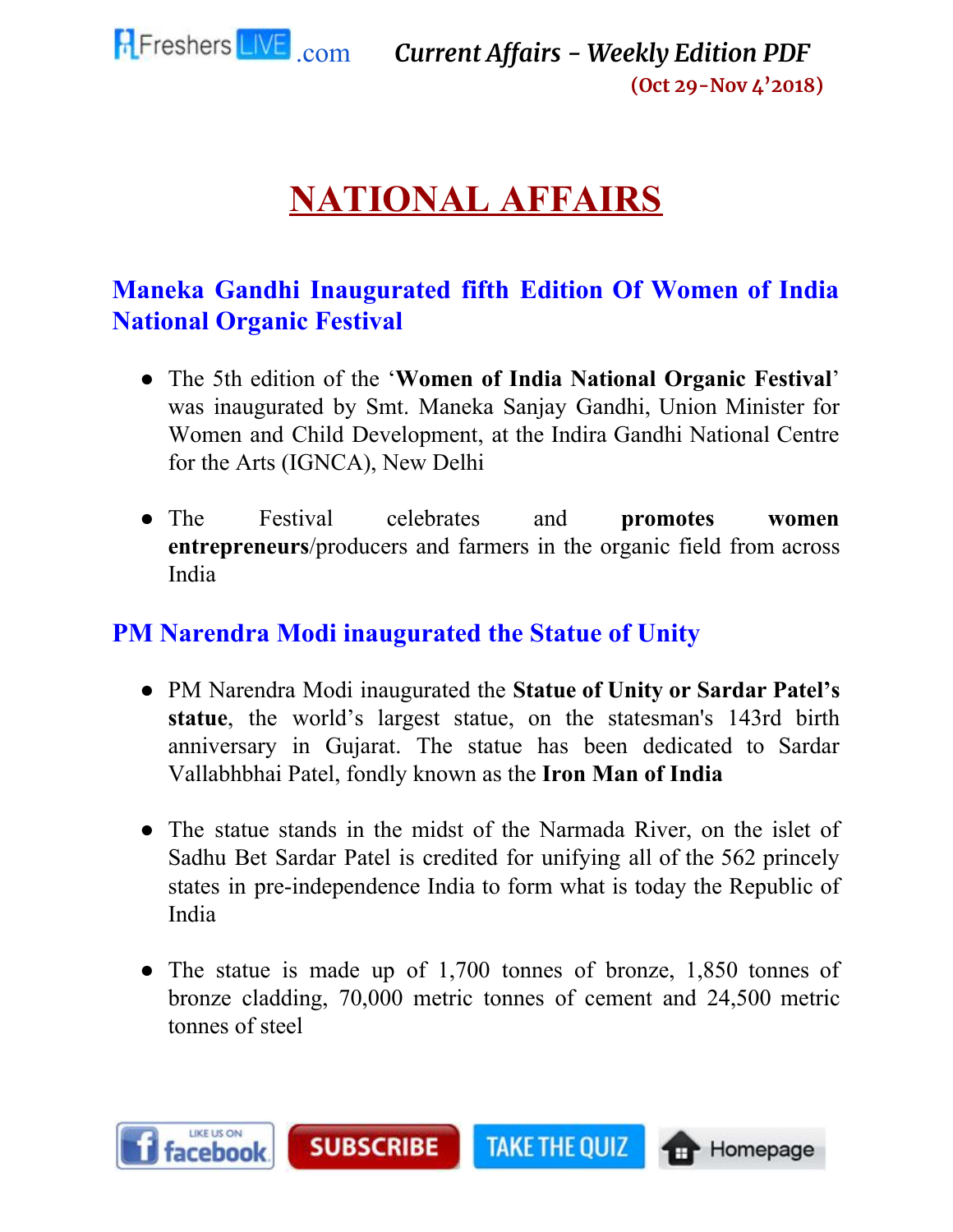# NATIONAL AFFAIRS

## Maneka Gandhi Inaugurated fifth Edition Of Women of India National Organic Festival

- The 5th edition of the '**Women of India National Organic Festival**' was inaugurated by Smt. Maneka Sanjay Gandhi, Union Minister for Women and Child Development, at the Indira Gandhi National Centre for the Arts (IGNCA), New Delhi
- The Festival celebrates and **promotes women entrepreneurs**/producers and farmers in the organic field from across India

## PM Narendra Modi inaugurated the Statue of Unity

- PM Narendra Modi inaugurated the **Statue of Unity or Sardar Patel's statue**, the world's largest statue, on the statesman's 143rd birth anniversary in Gujarat. The statue has been dedicated to Sardar Vallabhbhai Patel, fondly known as the **Iron Man of India**
- The statue stands in the midst of the Narmada River, on the islet of Sadhu Bet Sardar Patel is credited for unifying all of the 562 princely states in pre-independence India to form what is today the Republic of India
- The statue is made up of 1,700 tonnes of bronze, 1,850 tonnes of bronze cladding, 70,000 metric tonnes of cement and 24,500 metric tonnes of steel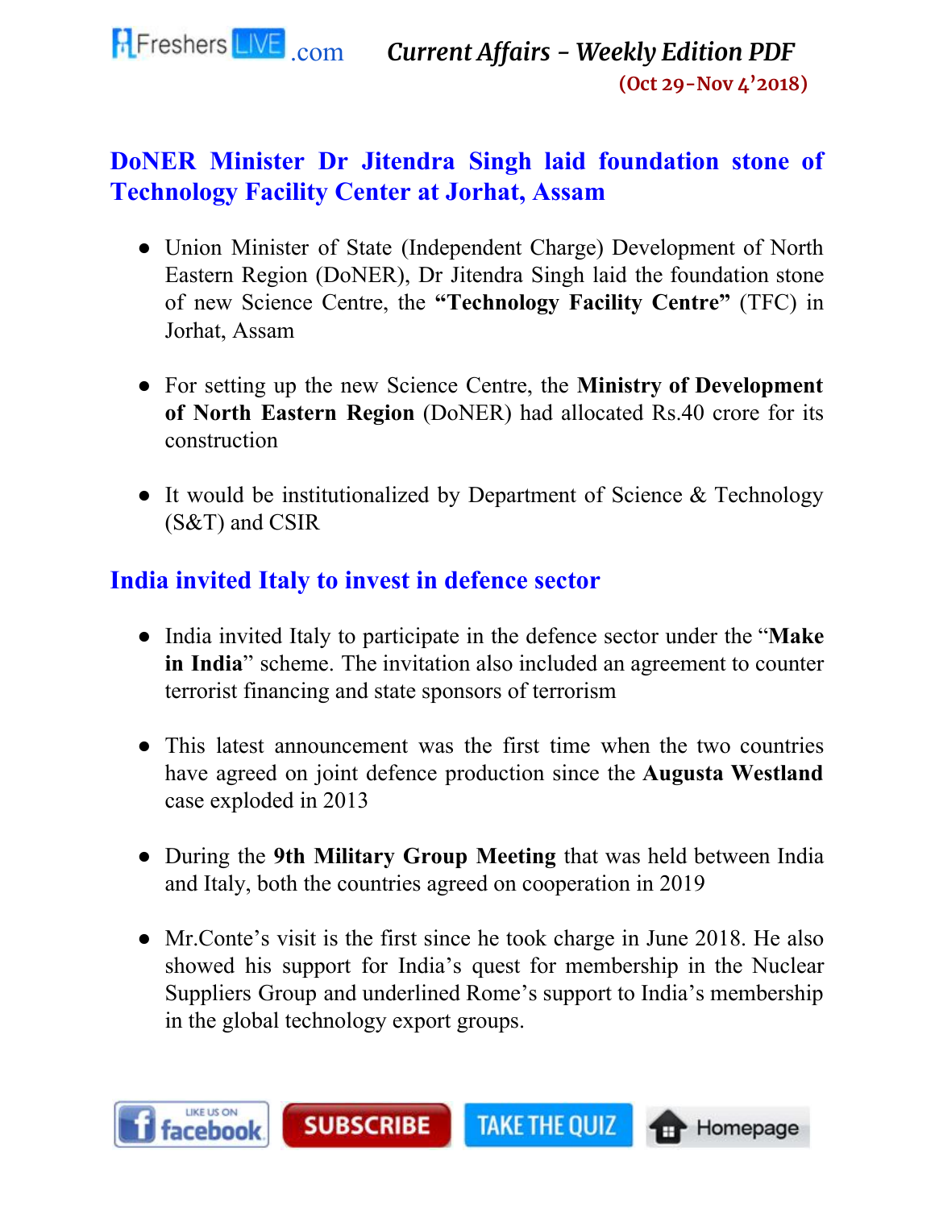## DoNER Minister Dr Jitendra Singh laid foundation stone of Technology Facility Center at Jorhat, Assam

- Union Minister of State (Independent Charge) Development of North Eastern Region (DoNER), Dr Jitendra Singh laid the foundation stone of new Science Centre, the **"Technology Facility Centre"** (TFC) in Jorhat, Assam
- For setting up the new Science Centre, the **Ministry of Development of North Eastern Region** (DoNER) had allocated Rs.40 crore for its construction
- It would be institutionalized by Department of Science & Technology (S&T) and CSIR

## India invited Italy to invest in defence sector

- India invited Italy to participate in the defence sector under the "**Make in India**" scheme. The invitation also included an agreement to counter terrorist financing and state sponsors of terrorism
- This latest announcement was the first time when the two countries have agreed on joint defence production since the **Augusta Westland** case exploded in 2013
- During the **9th Military Group Meeting** that was held between India and Italy, both the countries agreed on cooperation in 2019
- Mr.Conte's visit is the first since he took charge in June 2018. He also showed his support for India's quest for membership in the Nuclear Suppliers Group and underlined Rome's support to India's membership in the global technology export groups.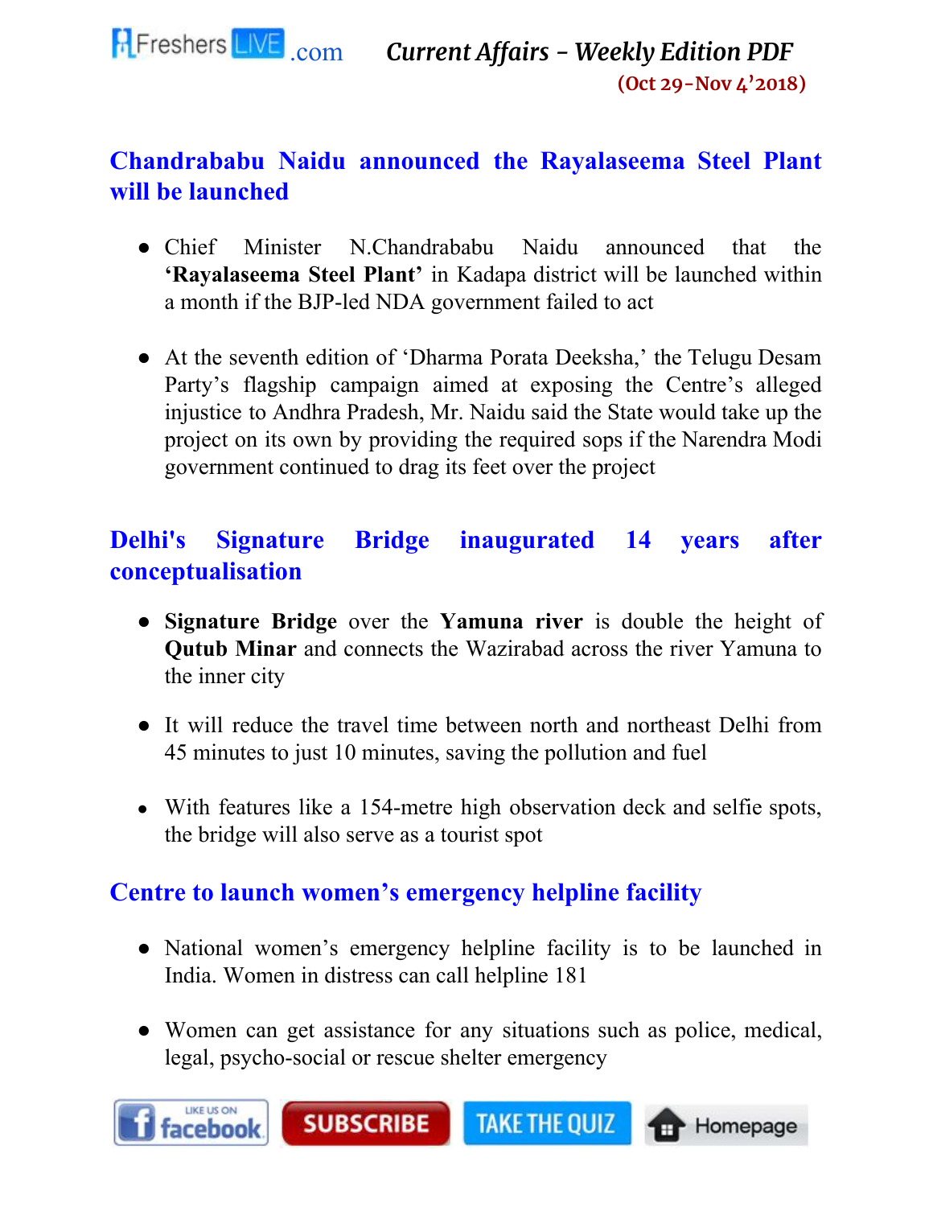## Chandrababu Naidu announced the Rayalaseema Steel Plant will be launched

- Chief Minister N.Chandrababu Naidu announced that the **'Rayalaseema Steel Plant'** in Kadapa district will be launched within a month if the BJP-led NDA government failed to act

- At the seventh edition of 'Dharma Porata Deeksha,' the Telugu Desam Party's flagship campaign aimed at exposing the Centre's alleged injustice to Andhra Pradesh, Mr. Naidu said the State would take up the project on its own by providing the required sops if the Narendra Modi government continued to drag its feet over the project

## Delhi's Signature Bridge inaugurated 14 years after conceptualisation

- **Signature Bridge** over the **Yamuna river** is double the height of **Qutub Minar** and connects the Wazirabad across the river Yamuna to the inner city

- It will reduce the travel time between north and northeast Delhi from 45 minutes to just 10 minutes, saving the pollution and fuel

- With features like a 154-metre high observation deck and selfie spots, the bridge will also serve as a tourist spot

## Centre to launch women's emergency helpline facility

- National women's emergency helpline facility is to be launched in India. Women in distress can call helpline 181

- Women can get assistance for any situations such as police, medical, legal, psycho-social or rescue shelter emergency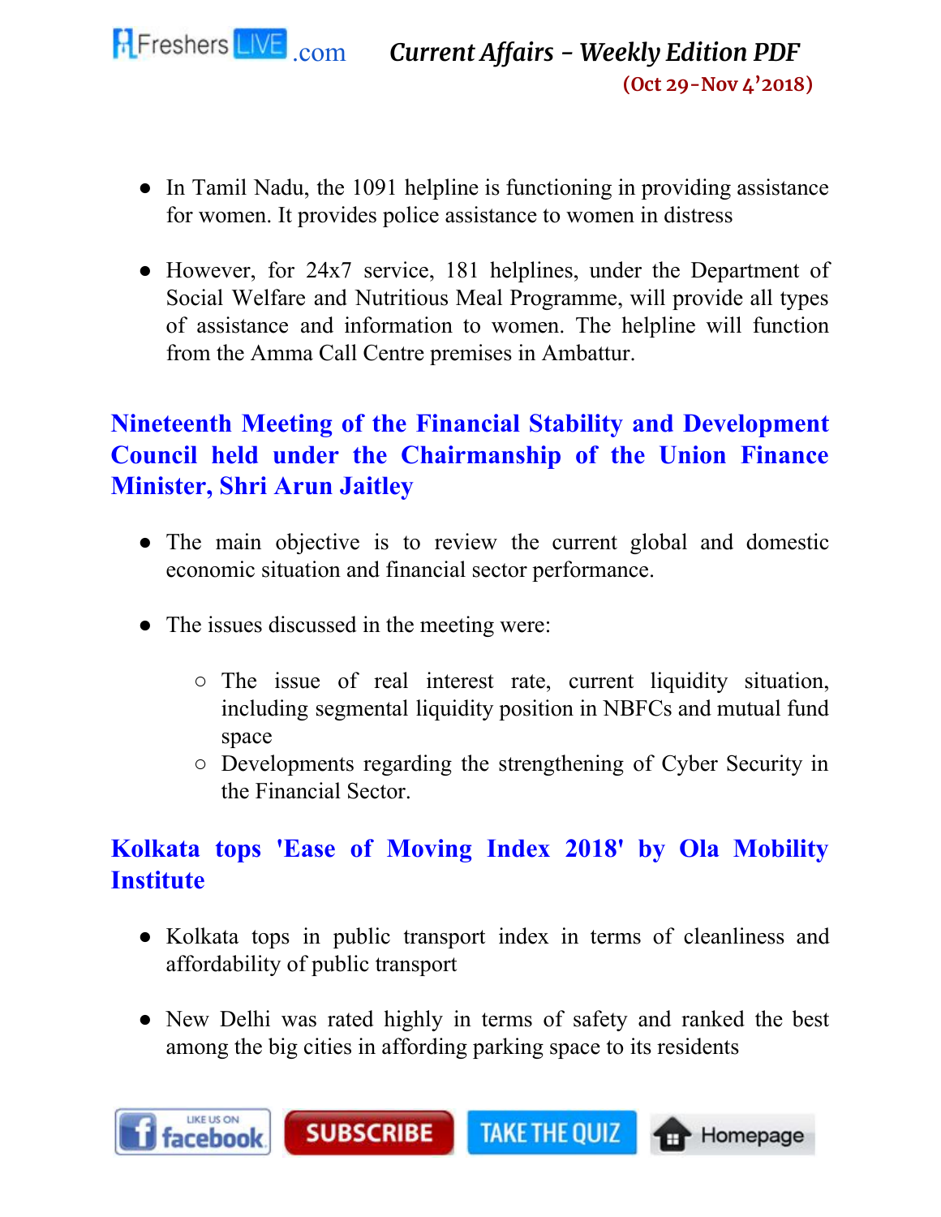- In Tamil Nadu, the 1091 helpline is functioning in providing assistance for women. It provides police assistance to women in distress

- However, for 24x7 service, 181 helplines, under the Department of Social Welfare and Nutritious Meal Programme, will provide all types of assistance and information to women. The helpline will function from the Amma Call Centre premises in Ambattur.

## Nineteenth Meeting of the Financial Stability and Development Council held under the Chairmanship of the Union Finance Minister, Shri Arun Jaitley

- The main objective is to review the current global and domestic economic situation and financial sector performance.

- The issues discussed in the meeting were:
    - The issue of real interest rate, current liquidity situation, including segmental liquidity position in NBFCs and mutual fund space
    - Developments regarding the strengthening of Cyber Security in the Financial Sector.

## Kolkata tops 'Ease of Moving Index 2018' by Ola Mobility Institute

- Kolkata tops in public transport index in terms of cleanliness and affordability of public transport

- New Delhi was rated highly in terms of safety and ranked the best among the big cities in affording parking space to its residents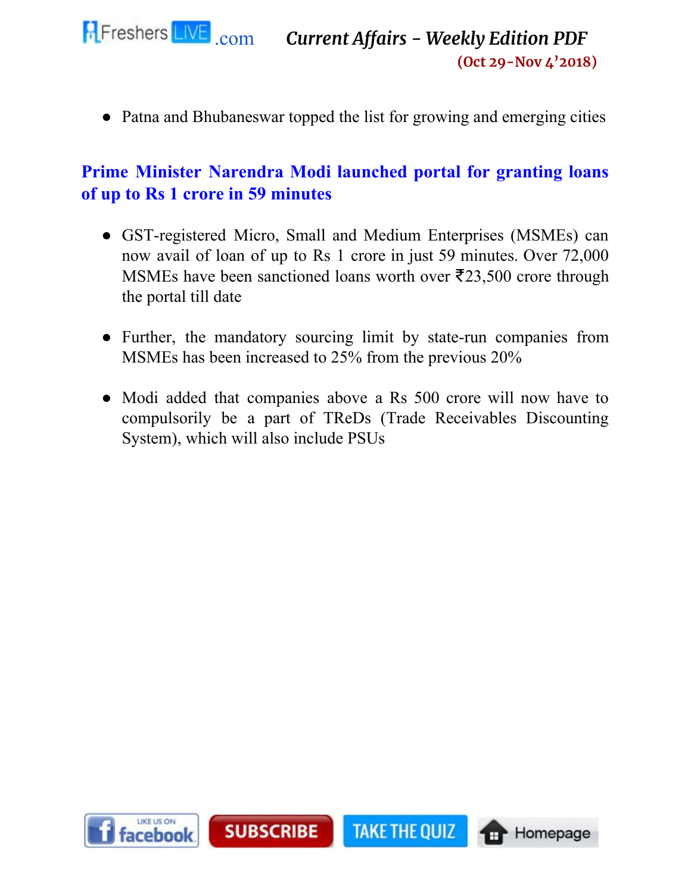- Patna and Bhubaneswar topped the list for growing and emerging cities

## Prime Minister Narendra Modi launched portal for granting loans of up to Rs 1 crore in 59 minutes

- GST-registered Micro, Small and Medium Enterprises (MSMEs) can now avail of loan of up to Rs 1 crore in just 59 minutes. Over 72,000 MSMEs have been sanctioned loans worth over ₹23,500 crore through the portal till date

- Further, the mandatory sourcing limit by state-run companies from MSMEs has been increased to 25% from the previous 20%

- Modi added that companies above a Rs 500 crore will now have to compulsorily be a part of TReDs (Trade Receivables Discounting System), which will also include PSUs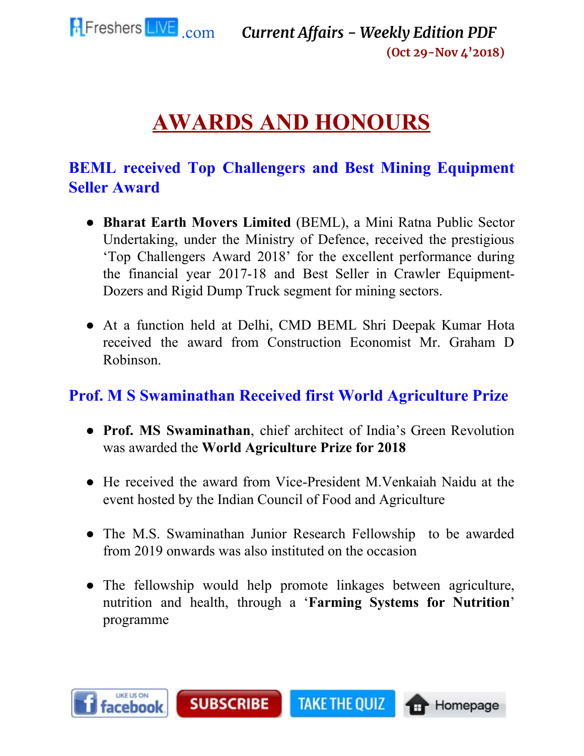# AWARDS AND HONOURS

## BEML received Top Challengers and Best Mining Equipment Seller Award

- **Bharat Earth Movers Limited** (BEML), a Mini Ratna Public Sector Undertaking, under the Ministry of Defence, received the prestigious 'Top Challengers Award 2018' for the excellent performance during the financial year 2017-18 and Best Seller in Crawler Equipment-Dozers and Rigid Dump Truck segment for mining sectors.

- At a function held at Delhi, CMD BEML Shri Deepak Kumar Hota received the award from Construction Economist Mr. Graham D Robinson.

## Prof. M S Swaminathan Received first World Agriculture Prize

- **Prof. MS Swaminathan**, chief architect of India's Green Revolution was awarded the **World Agriculture Prize for 2018**

- He received the award from Vice-President M.Venkaiah Naidu at the event hosted by the Indian Council of Food and Agriculture

- The M.S. Swaminathan Junior Research Fellowship to be awarded from 2019 onwards was also instituted on the occasion

- The fellowship would help promote linkages between agriculture, nutrition and health, through a '**Farming Systems for Nutrition**' programme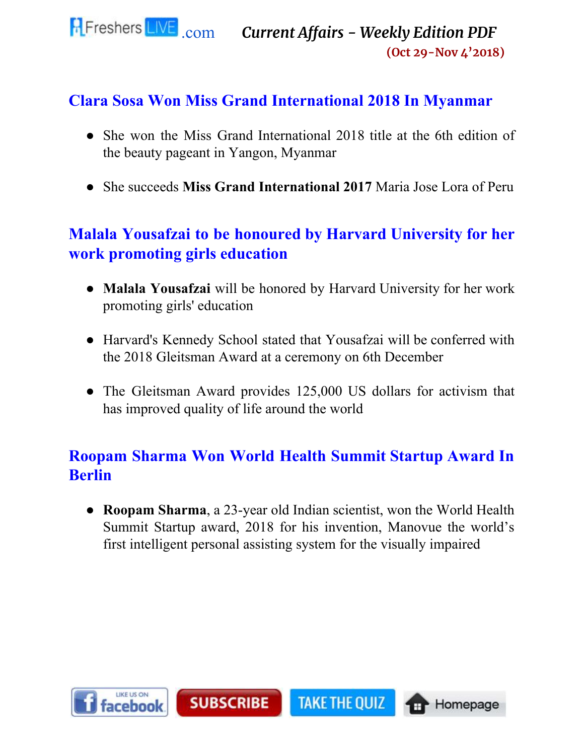## Clara Sosa Won Miss Grand International 2018 In Myanmar

- She won the Miss Grand International 2018 title at the 6th edition of the beauty pageant in Yangon, Myanmar
- She succeeds **Miss Grand International 2017** Maria Jose Lora of Peru

## Malala Yousafzai to be honoured by Harvard University for her work promoting girls education

- **Malala Yousafzai** will be honored by Harvard University for her work promoting girls' education
- Harvard's Kennedy School stated that Yousafzai will be conferred with the 2018 Gleitsman Award at a ceremony on 6th December
- The Gleitsman Award provides 125,000 US dollars for activism that has improved quality of life around the world

## Roopam Sharma Won World Health Summit Startup Award In Berlin

- **Roopam Sharma**, a 23-year old Indian scientist, won the World Health Summit Startup award, 2018 for his invention, Manovue the world's first intelligent personal assisting system for the visually impaired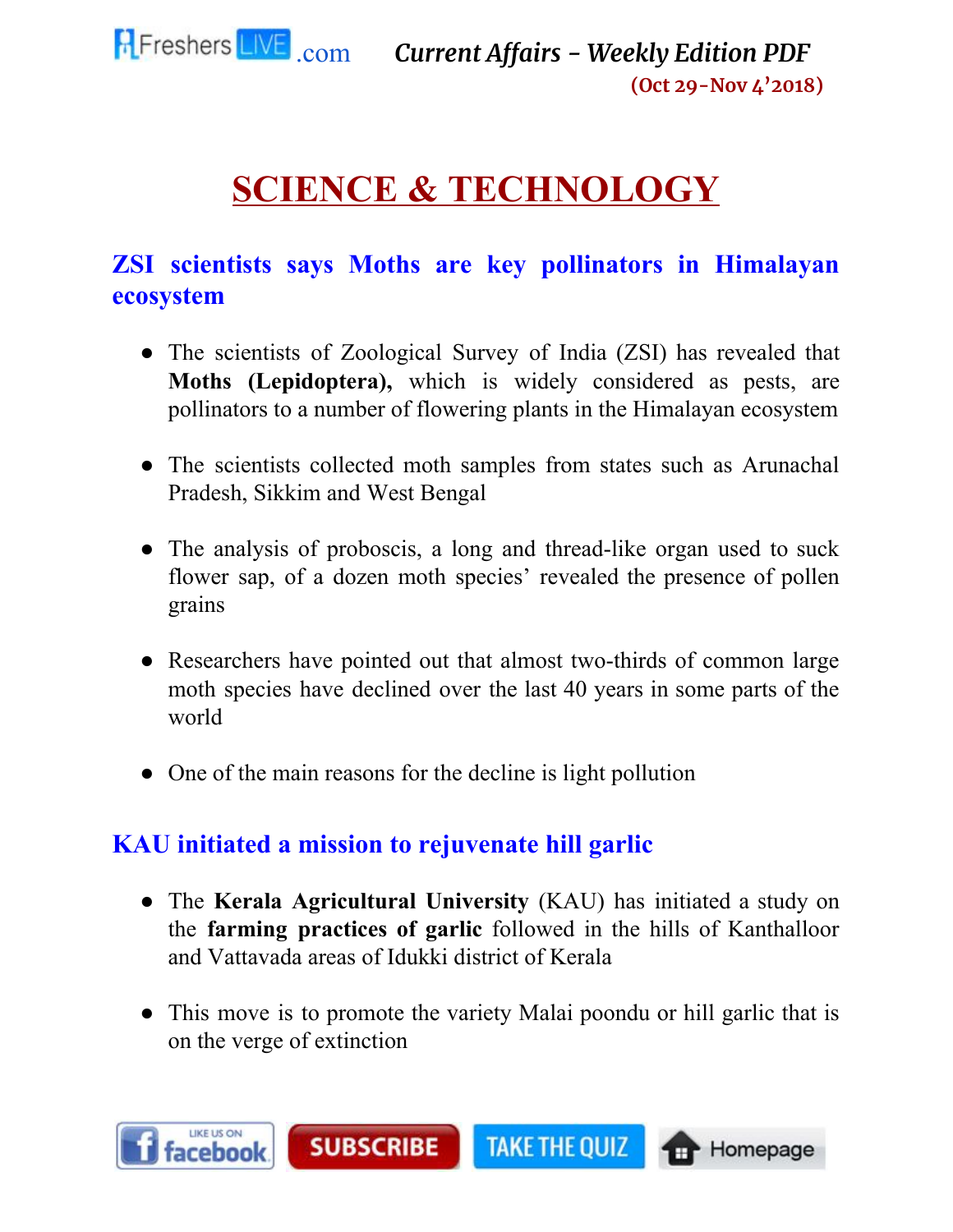# SCIENCE & TECHNOLOGY

## ZSI scientists says Moths are key pollinators in Himalayan ecosystem

- The scientists of Zoological Survey of India (ZSI) has revealed that **Moths (Lepidoptera),** which is widely considered as pests, are pollinators to a number of flowering plants in the Himalayan ecosystem
- The scientists collected moth samples from states such as Arunachal Pradesh, Sikkim and West Bengal
- The analysis of proboscis, a long and thread-like organ used to suck flower sap, of a dozen moth species' revealed the presence of pollen grains
- Researchers have pointed out that almost two-thirds of common large moth species have declined over the last 40 years in some parts of the world
- One of the main reasons for the decline is light pollution

## KAU initiated a mission to rejuvenate hill garlic

- The **Kerala Agricultural University** (KAU) has initiated a study on the **farming practices of garlic** followed in the hills of Kanthalloor and Vattavada areas of Idukki district of Kerala
- This move is to promote the variety Malai poondu or hill garlic that is on the verge of extinction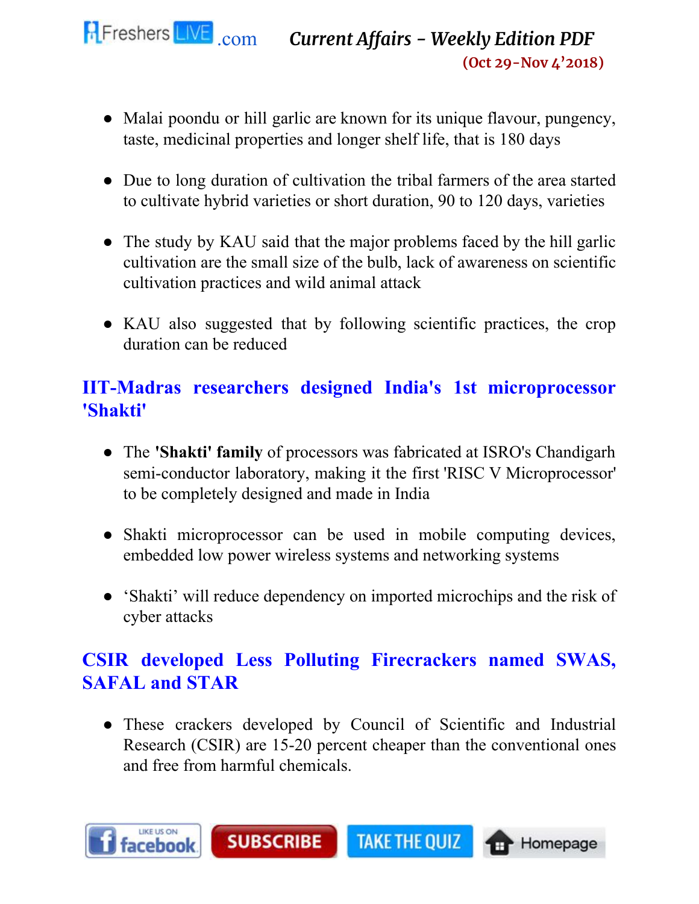- Malai poondu or hill garlic are known for its unique flavour, pungency, taste, medicinal properties and longer shelf life, that is 180 days

- Due to long duration of cultivation the tribal farmers of the area started to cultivate hybrid varieties or short duration, 90 to 120 days, varieties

- The study by KAU said that the major problems faced by the hill garlic cultivation are the small size of the bulb, lack of awareness on scientific cultivation practices and wild animal attack

- KAU also suggested that by following scientific practices, the crop duration can be reduced

## IIT-Madras researchers designed India's 1st microprocessor 'Shakti'

- The **'Shakti' family** of processors was fabricated at ISRO's Chandigarh semi-conductor laboratory, making it the first 'RISC V Microprocessor' to be completely designed and made in India

- Shakti microprocessor can be used in mobile computing devices, embedded low power wireless systems and networking systems

- 'Shakti' will reduce dependency on imported microchips and the risk of cyber attacks

## CSIR developed Less Polluting Firecrackers named SWAS, SAFAL and STAR

- These crackers developed by Council of Scientific and Industrial Research (CSIR) are 15-20 percent cheaper than the conventional ones and free from harmful chemicals.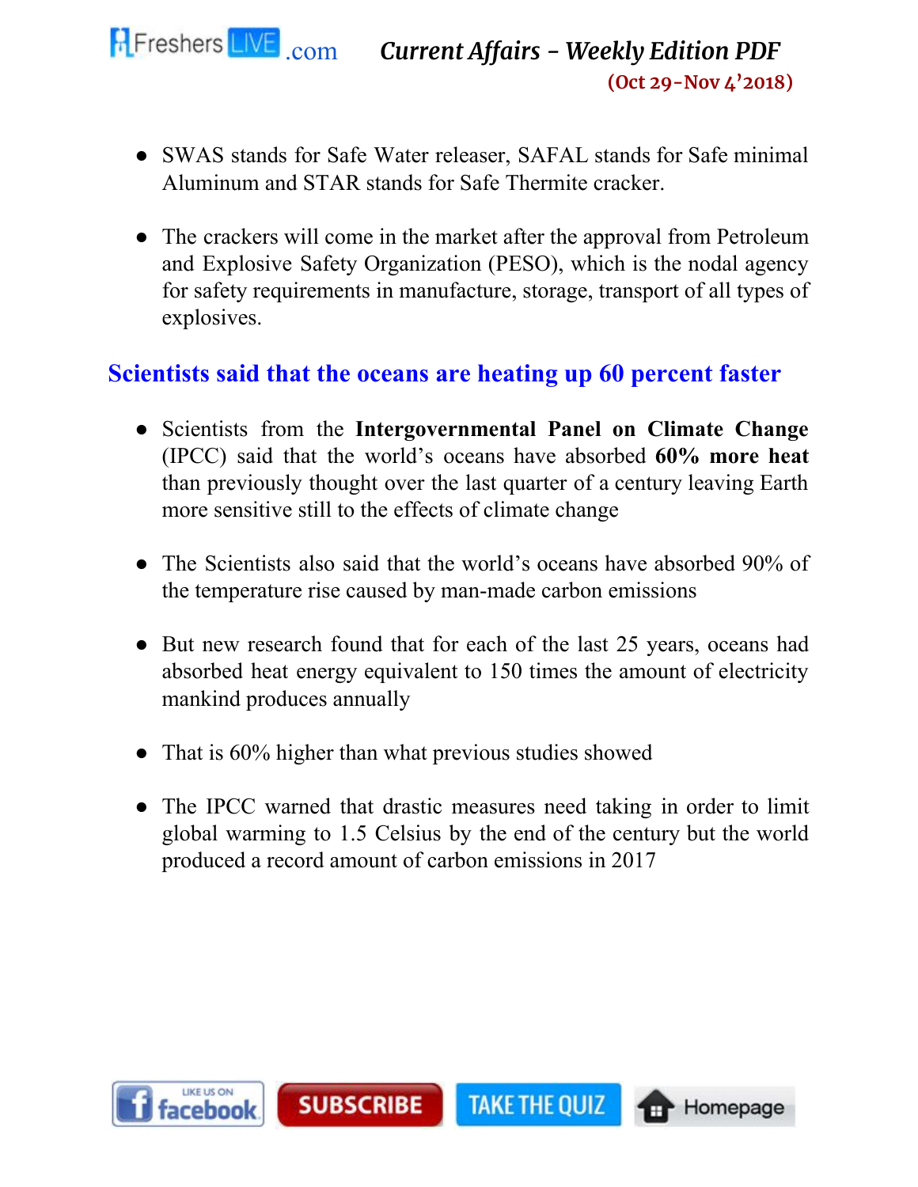- SWAS stands for Safe Water releaser, SAFAL stands for Safe minimal Aluminum and STAR stands for Safe Thermite cracker.

- The crackers will come in the market after the approval from Petroleum and Explosive Safety Organization (PESO), which is the nodal agency for safety requirements in manufacture, storage, transport of all types of explosives.

## Scientists said that the oceans are heating up 60 percent faster

- Scientists from the **Intergovernmental Panel on Climate Change** (IPCC) said that the world's oceans have absorbed **60% more heat** than previously thought over the last quarter of a century leaving Earth more sensitive still to the effects of climate change

- The Scientists also said that the world's oceans have absorbed 90% of the temperature rise caused by man-made carbon emissions

- But new research found that for each of the last 25 years, oceans had absorbed heat energy equivalent to 150 times the amount of electricity mankind produces annually

- That is 60% higher than what previous studies showed

- The IPCC warned that drastic measures need taking in order to limit global warming to 1.5 Celsius by the end of the century but the world produced a record amount of carbon emissions in 2017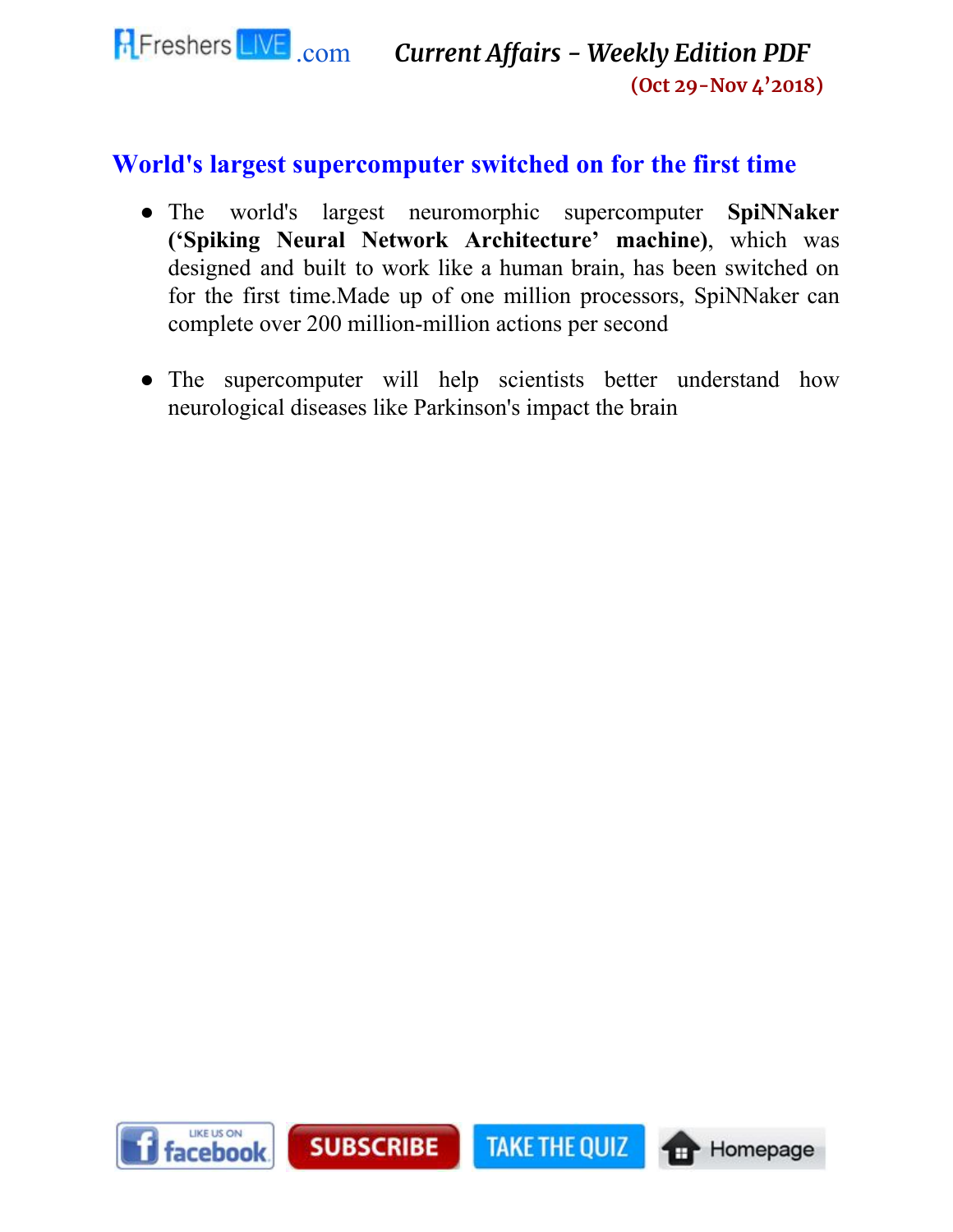## World's largest supercomputer switched on for the first time

- The world's largest neuromorphic supercomputer **SpiNNaker ('Spiking Neural Network Architecture' machine)**, which was designed and built to work like a human brain, has been switched on for the first time.Made up of one million processors, SpiNNaker can complete over 200 million-million actions per second

- The supercomputer will help scientists better understand how neurological diseases like Parkinson's impact the brain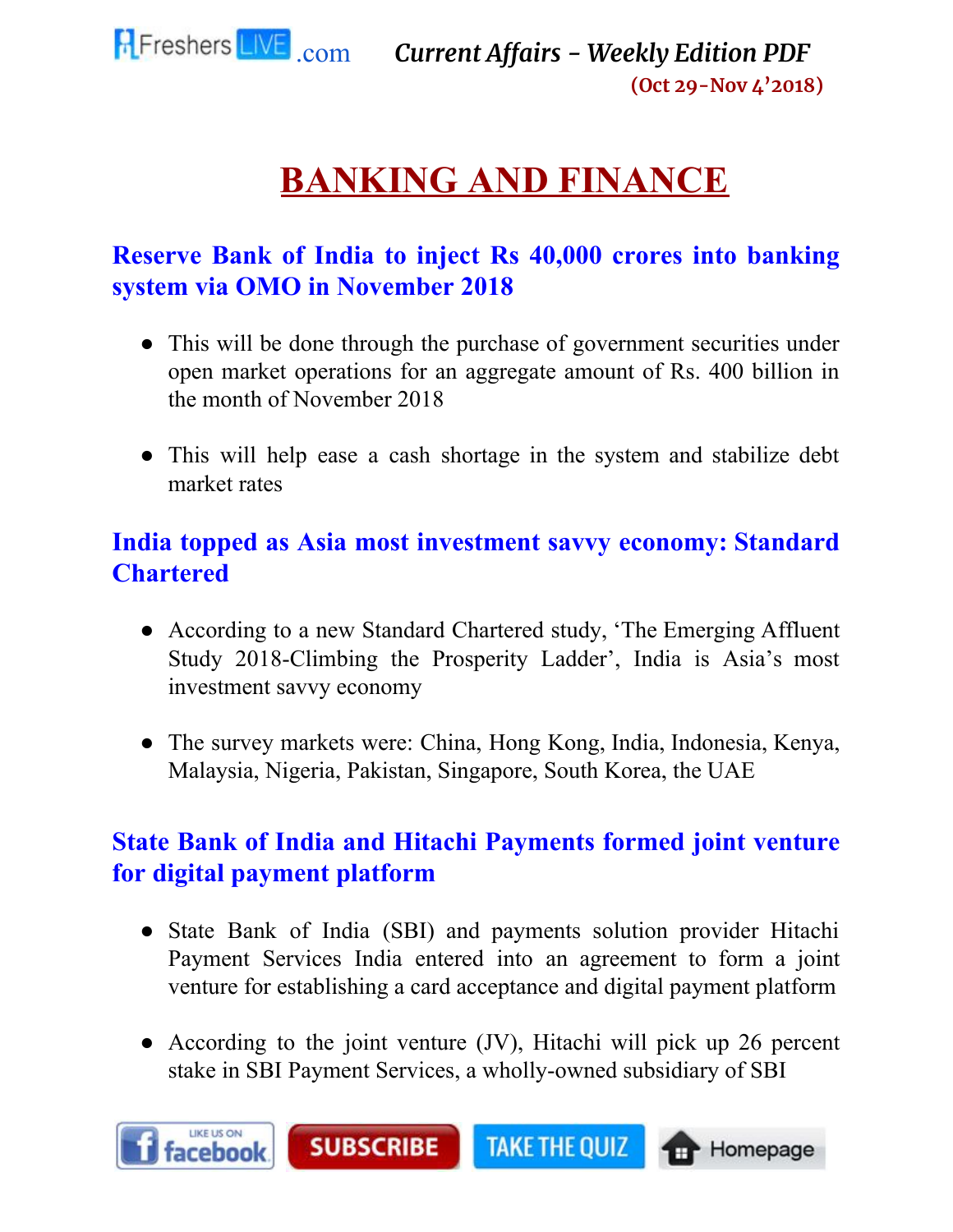# BANKING AND FINANCE

## Reserve Bank of India to inject Rs 40,000 crores into banking system via OMO in November 2018

- This will be done through the purchase of government securities under open market operations for an aggregate amount of Rs. 400 billion in the month of November 2018
- This will help ease a cash shortage in the system and stabilize debt market rates

## India topped as Asia most investment savvy economy: Standard Chartered

- According to a new Standard Chartered study, 'The Emerging Affluent Study 2018-Climbing the Prosperity Ladder', India is Asia's most investment savvy economy
- The survey markets were: China, Hong Kong, India, Indonesia, Kenya, Malaysia, Nigeria, Pakistan, Singapore, South Korea, the UAE

## State Bank of India and Hitachi Payments formed joint venture for digital payment platform

- State Bank of India (SBI) and payments solution provider Hitachi Payment Services India entered into an agreement to form a joint venture for establishing a card acceptance and digital payment platform
- According to the joint venture (JV), Hitachi will pick up 26 percent stake in SBI Payment Services, a wholly-owned subsidiary of SBI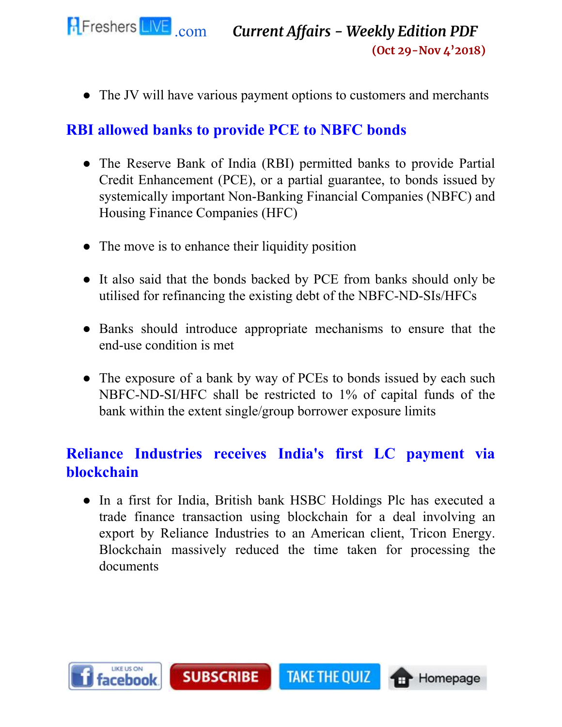- The JV will have various payment options to customers and merchants

## RBI allowed banks to provide PCE to NBFC bonds

- The Reserve Bank of India (RBI) permitted banks to provide Partial Credit Enhancement (PCE), or a partial guarantee, to bonds issued by systemically important Non-Banking Financial Companies (NBFC) and Housing Finance Companies (HFC)
- The move is to enhance their liquidity position
- It also said that the bonds backed by PCE from banks should only be utilised for refinancing the existing debt of the NBFC-ND-SIs/HFCs
- Banks should introduce appropriate mechanisms to ensure that the end-use condition is met
- The exposure of a bank by way of PCEs to bonds issued by each such NBFC-ND-SI/HFC shall be restricted to 1% of capital funds of the bank within the extent single/group borrower exposure limits

## Reliance Industries receives India's first LC payment via blockchain

- In a first for India, British bank HSBC Holdings Plc has executed a trade finance transaction using blockchain for a deal involving an export by Reliance Industries to an American client, Tricon Energy. Blockchain massively reduced the time taken for processing the documents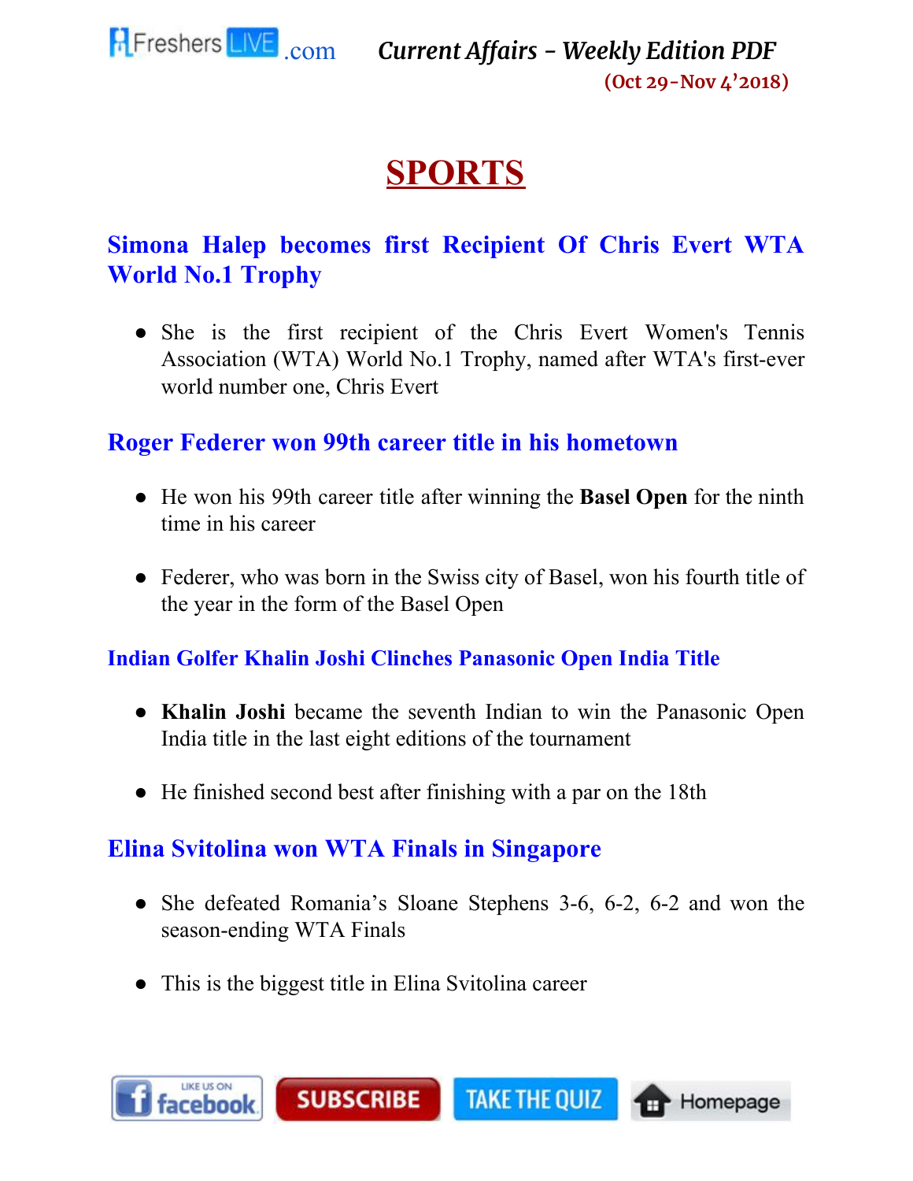# SPORTS

## Simona Halep becomes first Recipient Of Chris Evert WTA World No.1 Trophy

- She is the first recipient of the Chris Evert Women's Tennis Association (WTA) World No.1 Trophy, named after WTA's first-ever world number one, Chris Evert

## Roger Federer won 99th career title in his hometown

- He won his 99th career title after winning the **Basel Open** for the ninth time in his career
- Federer, who was born in the Swiss city of Basel, won his fourth title of the year in the form of the Basel Open

### Indian Golfer Khalin Joshi Clinches Panasonic Open India Title

- **Khalin Joshi** became the seventh Indian to win the Panasonic Open India title in the last eight editions of the tournament
- He finished second best after finishing with a par on the 18th

## Elina Svitolina won WTA Finals in Singapore

- She defeated Romania's Sloane Stephens 3-6, 6-2, 6-2 and won the season-ending WTA Finals
- This is the biggest title in Elina Svitolina career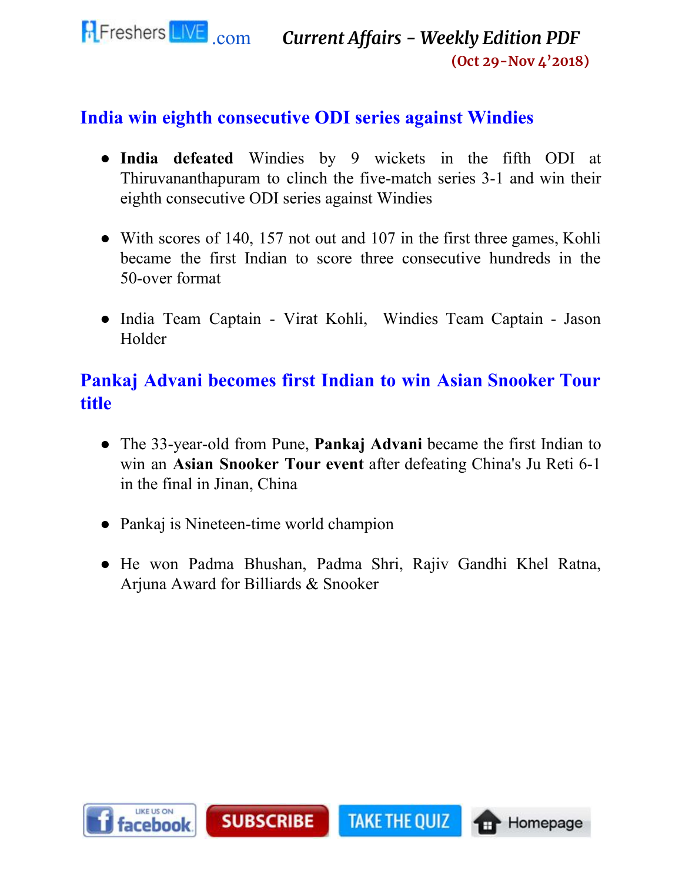## India win eighth consecutive ODI series against Windies

- **India defeated** Windies by 9 wickets in the fifth ODI at Thiruvananthapuram to clinch the five-match series 3-1 and win their eighth consecutive ODI series against Windies
- With scores of 140, 157 not out and 107 in the first three games, Kohli became the first Indian to score three consecutive hundreds in the 50-over format
- India Team Captain - Virat Kohli, Windies Team Captain - Jason Holder

## Pankaj Advani becomes first Indian to win Asian Snooker Tour title

- The 33-year-old from Pune, **Pankaj Advani** became the first Indian to win an **Asian Snooker Tour event** after defeating China's Ju Reti 6-1 in the final in Jinan, China
- Pankaj is Nineteen-time world champion
- He won Padma Bhushan, Padma Shri, Rajiv Gandhi Khel Ratna, Arjuna Award for Billiards & Snooker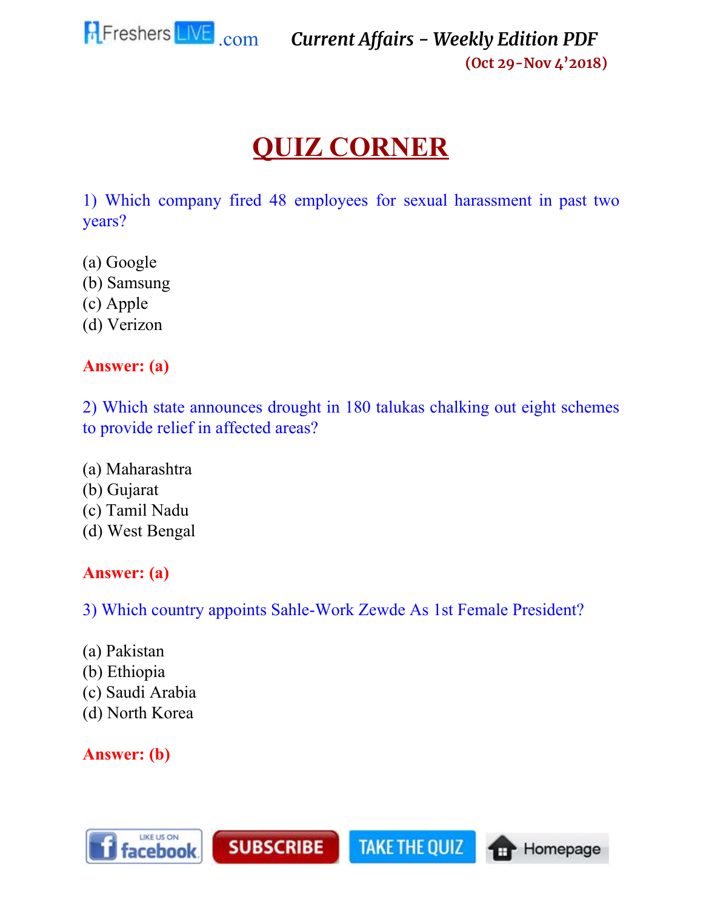# QUIZ CORNER

1) Which company fired 48 employees for sexual harassment in past two years?

(a) Google
(b) Samsung
(c) Apple
(d) Verizon

**Answer: (a)**

2) Which state announces drought in 180 talukas chalking out eight schemes to provide relief in affected areas?

(a) Maharashtra
(b) Gujarat
(c) Tamil Nadu
(d) West Bengal

**Answer: (a)**

3) Which country appoints Sahle-Work Zewde As 1st Female President?

(a) Pakistan
(b) Ethiopia
(c) Saudi Arabia
(d) North Korea

**Answer: (b)**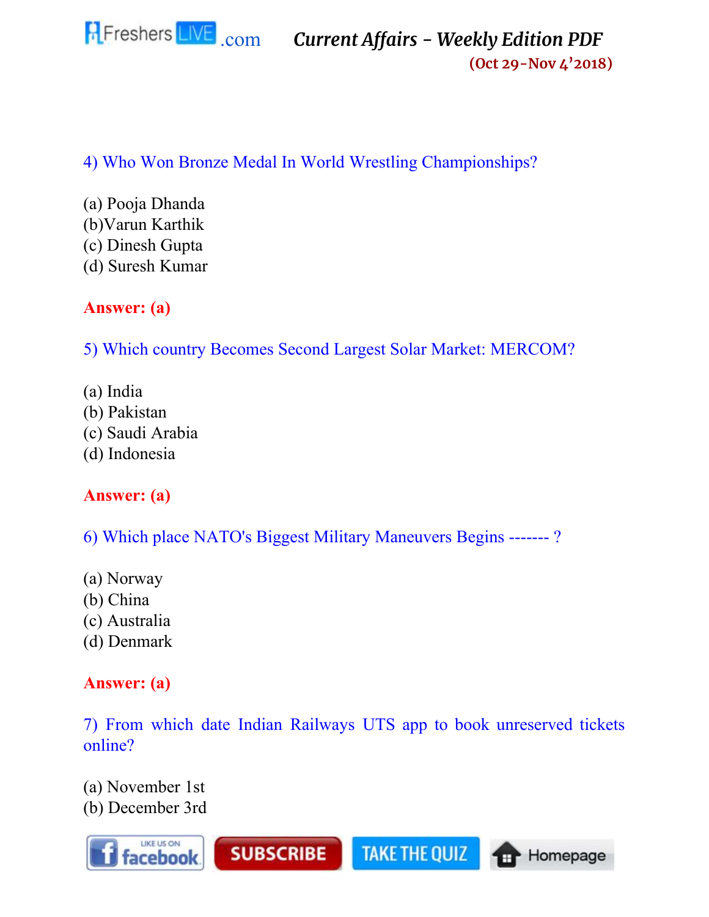4) Who Won Bronze Medal In World Wrestling Championships?

(a) Pooja Dhanda
(b)Varun Karthik
(c) Dinesh Gupta
(d) Suresh Kumar

**Answer: (a)**

5) Which country Becomes Second Largest Solar Market: MERCOM?

(a) India
(b) Pakistan
(c) Saudi Arabia
(d) Indonesia

**Answer: (a)**

6) Which place NATO's Biggest Military Maneuvers Begins ------- ?

(a) Norway
(b) China
(c) Australia
(d) Denmark

**Answer: (a)**

7) From which date Indian Railways UTS app to book unreserved tickets online?

(a) November 1st
(b) December 3rd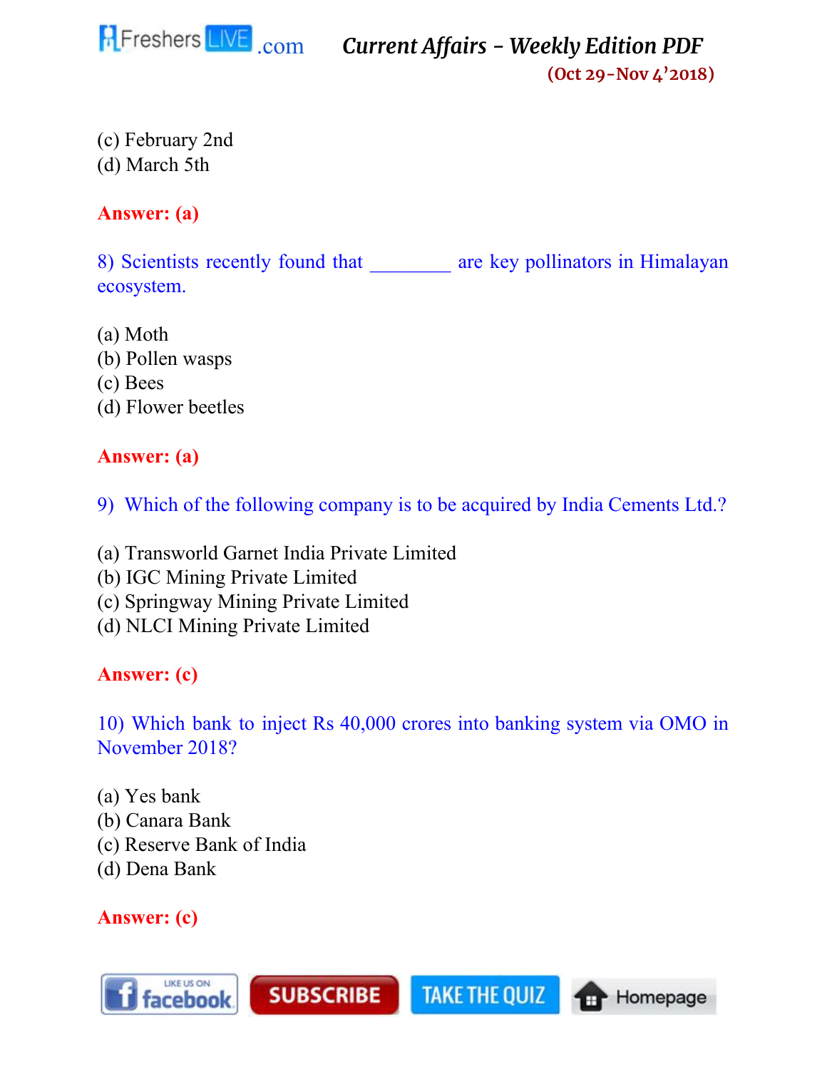(c) February 2nd
(d) March 5th

**Answer: (a)**

8) Scientists recently found that ________ are key pollinators in Himalayan ecosystem.

(a) Moth
(b) Pollen wasps
(c) Bees
(d) Flower beetles

**Answer: (a)**

9) Which of the following company is to be acquired by India Cements Ltd.?

(a) Transworld Garnet India Private Limited
(b) IGC Mining Private Limited
(c) Springway Mining Private Limited
(d) NLCI Mining Private Limited

**Answer: (c)**

10) Which bank to inject Rs 40,000 crores into banking system via OMO in November 2018?

(a) Yes bank
(b) Canara Bank
(c) Reserve Bank of India
(d) Dena Bank

**Answer: (c)**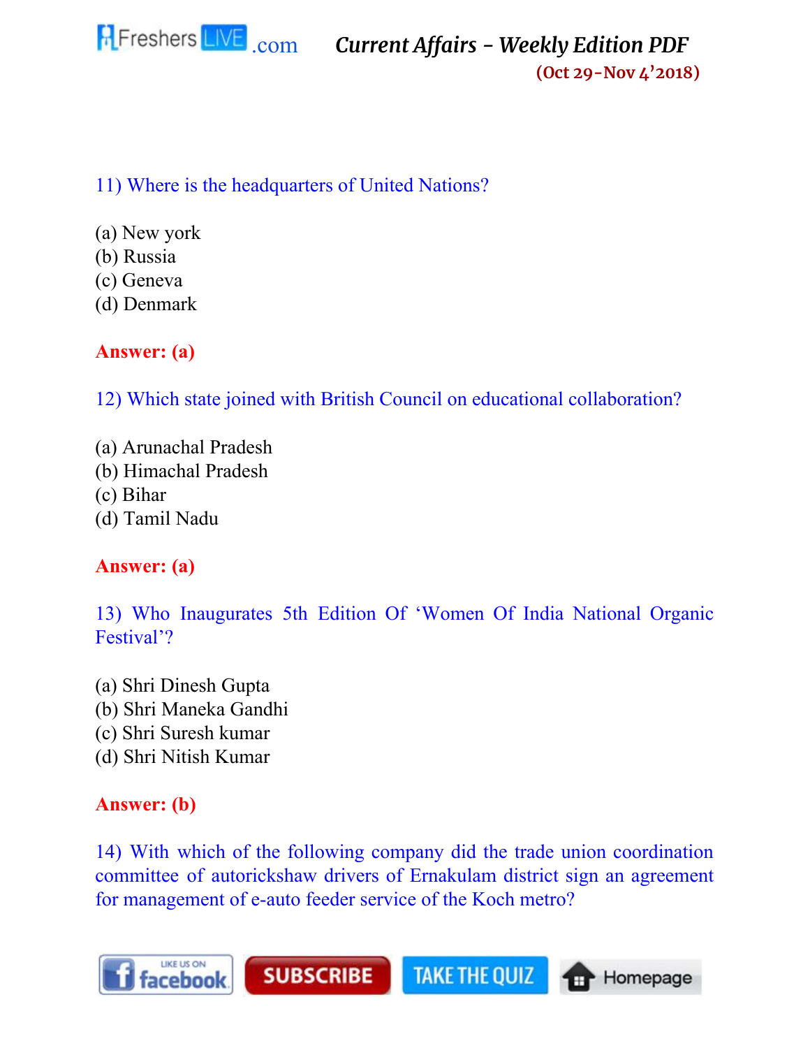11) Where is the headquarters of United Nations?

(a) New york
(b) Russia
(c) Geneva
(d) Denmark

**Answer: (a)**

12) Which state joined with British Council on educational collaboration?

(a) Arunachal Pradesh
(b) Himachal Pradesh
(c) Bihar
(d) Tamil Nadu

**Answer: (a)**

13) Who Inaugurates 5th Edition Of 'Women Of India National Organic Festival'?

(a) Shri Dinesh Gupta
(b) Shri Maneka Gandhi
(c) Shri Suresh kumar
(d) Shri Nitish Kumar

**Answer: (b)**

14) With which of the following company did the trade union coordination committee of autorickshaw drivers of Ernakulam district sign an agreement for management of e-auto feeder service of the Koch metro?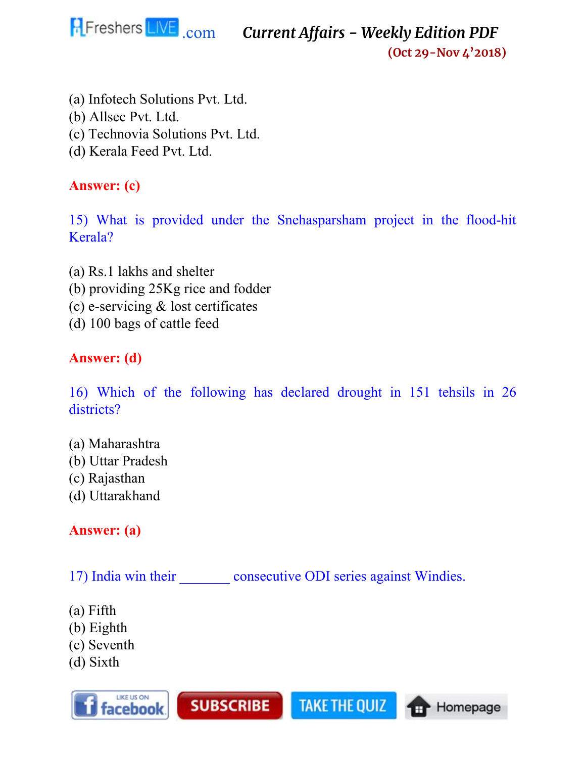(a) Infotech Solutions Pvt. Ltd.
(b) Allsec Pvt. Ltd.
(c) Technovia Solutions Pvt. Ltd.
(d) Kerala Feed Pvt. Ltd.

**Answer: (c)**

15) What is provided under the Snehasparsham project in the flood-hit Kerala?

(a) Rs.1 lakhs and shelter
(b) providing 25Kg rice and fodder
(c) e-servicing & lost certificates
(d) 100 bags of cattle feed

**Answer: (d)**

16) Which of the following has declared drought in 151 tehsils in 26 districts?

(a) Maharashtra
(b) Uttar Pradesh
(c) Rajasthan
(d) Uttarakhand

**Answer: (a)**

17) India win their _______ consecutive ODI series against Windies.

(a) Fifth
(b) Eighth
(c) Seventh
(d) Sixth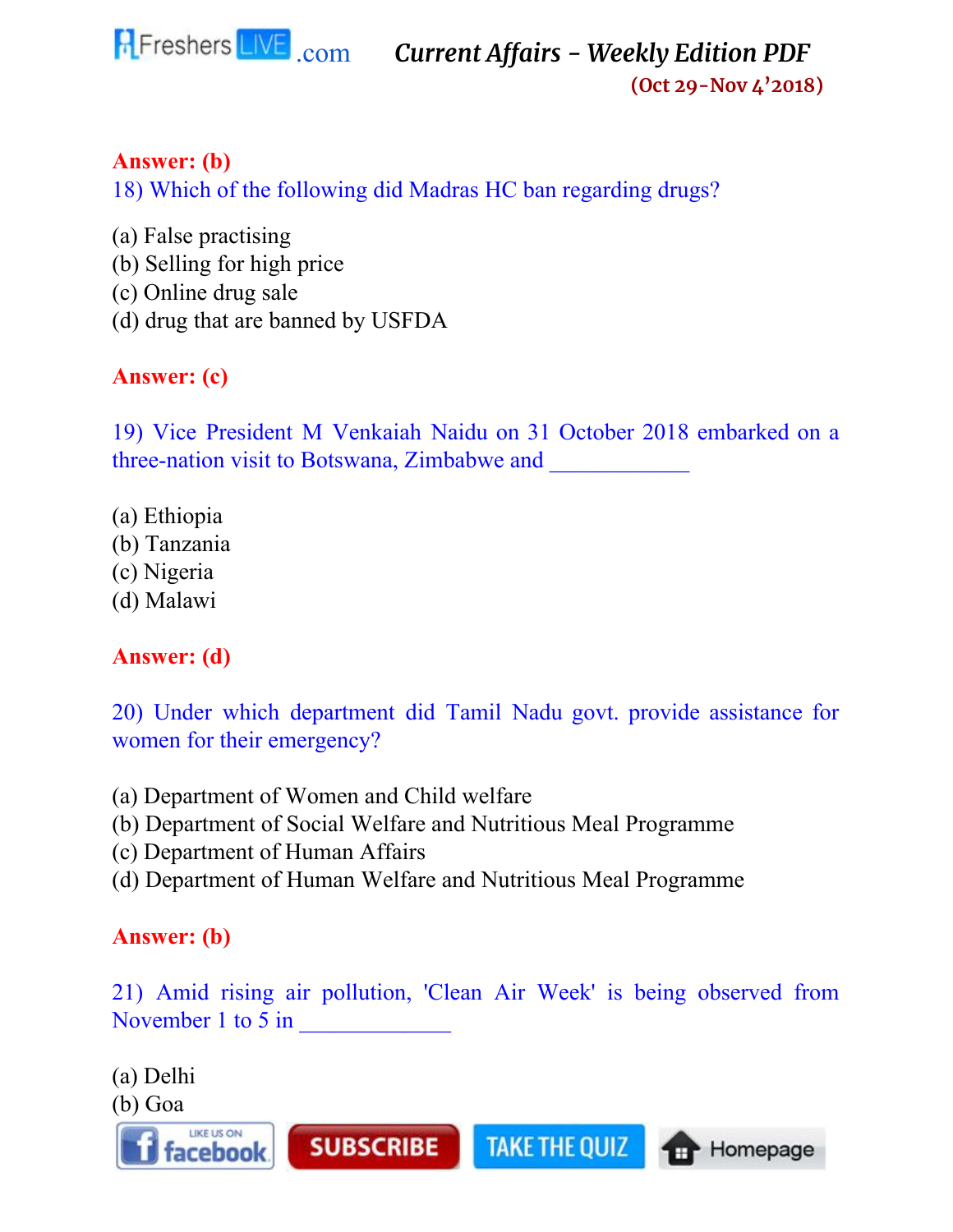**Answer: (b)**

18) Which of the following did Madras HC ban regarding drugs?

(a) False practising
(b) Selling for high price
(c) Online drug sale
(d) drug that are banned by USFDA

**Answer: (c)**

19) Vice President M Venkaiah Naidu on 31 October 2018 embarked on a three-nation visit to Botswana, Zimbabwe and ___________

(a) Ethiopia
(b) Tanzania
(c) Nigeria
(d) Malawi

**Answer: (d)**

20) Under which department did Tamil Nadu govt. provide assistance for women for their emergency?

(a) Department of Women and Child welfare
(b) Department of Social Welfare and Nutritious Meal Programme
(c) Department of Human Affairs
(d) Department of Human Welfare and Nutritious Meal Programme

**Answer: (b)**

21) Amid rising air pollution, 'Clean Air Week' is being observed from November 1 to 5 in ____________

(a) Delhi
(b) Goa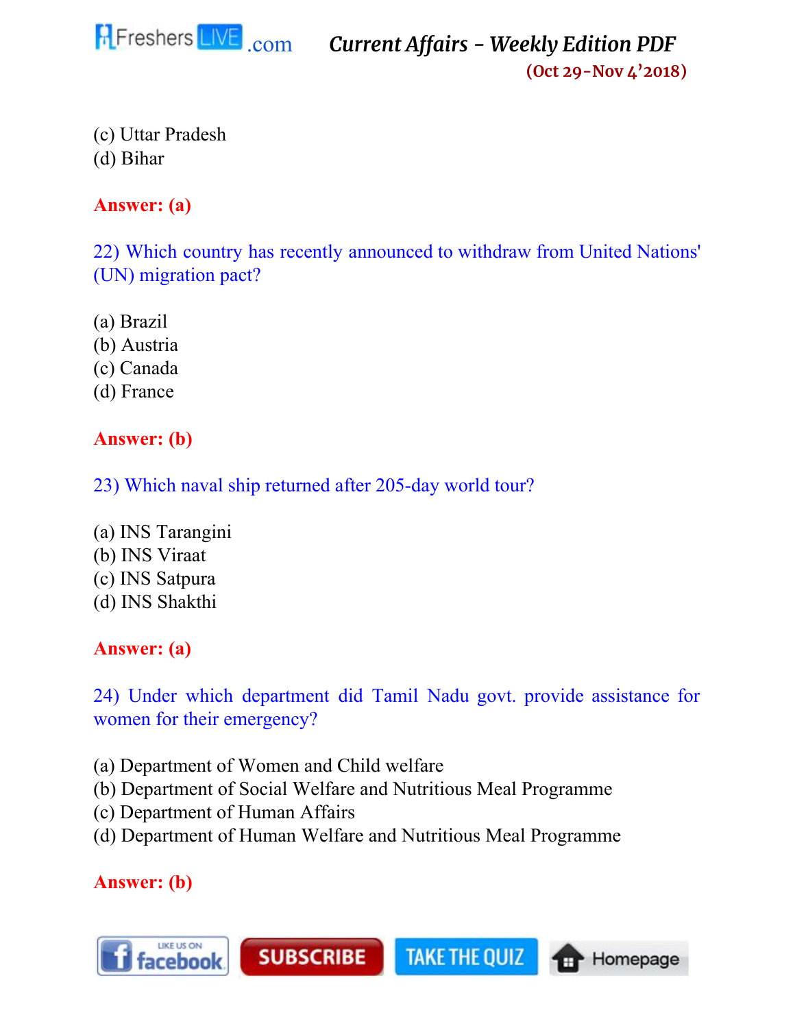(c) Uttar Pradesh
(d) Bihar

**Answer: (a)**

22) Which country has recently announced to withdraw from United Nations' (UN) migration pact?

(a) Brazil
(b) Austria
(c) Canada
(d) France

**Answer: (b)**

23) Which naval ship returned after 205-day world tour?

(a) INS Tarangini
(b) INS Viraat
(c) INS Satpura
(d) INS Shakthi

**Answer: (a)**

24) Under which department did Tamil Nadu govt. provide assistance for women for their emergency?

(a) Department of Women and Child welfare
(b) Department of Social Welfare and Nutritious Meal Programme
(c) Department of Human Affairs
(d) Department of Human Welfare and Nutritious Meal Programme

**Answer: (b)**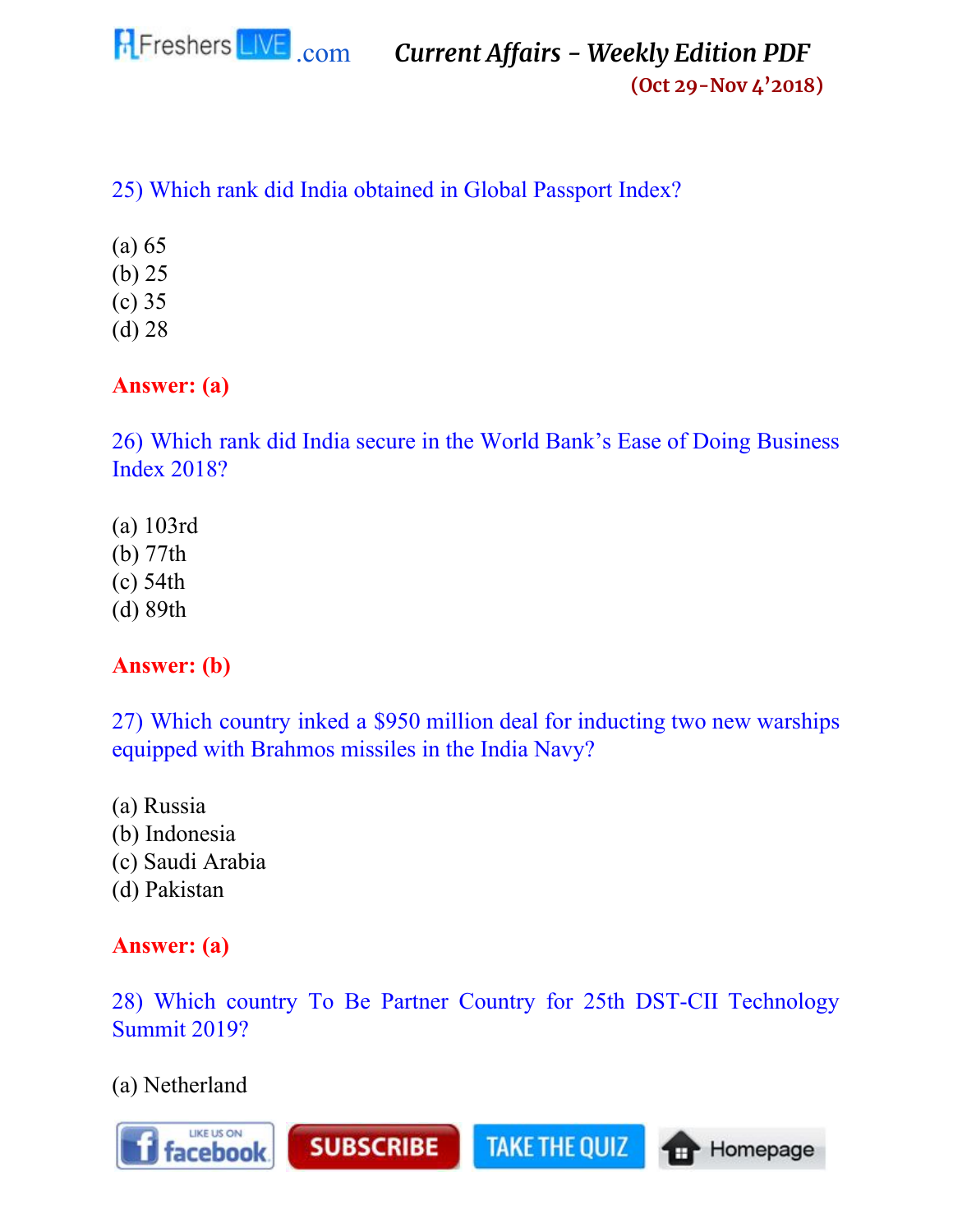25) Which rank did India obtained in Global Passport Index?

(a) 65
(b) 25
(c) 35
(d) 28

**Answer: (a)**

26) Which rank did India secure in the World Bank's Ease of Doing Business Index 2018?

(a) 103rd
(b) 77th
(c) 54th
(d) 89th

**Answer: (b)**

27) Which country inked a $950 million deal for inducting two new warships equipped with Brahmos missiles in the India Navy?

(a) Russia
(b) Indonesia
(c) Saudi Arabia
(d) Pakistan

**Answer: (a)**

28) Which country To Be Partner Country for 25th DST-CII Technology Summit 2019?

(a) Netherland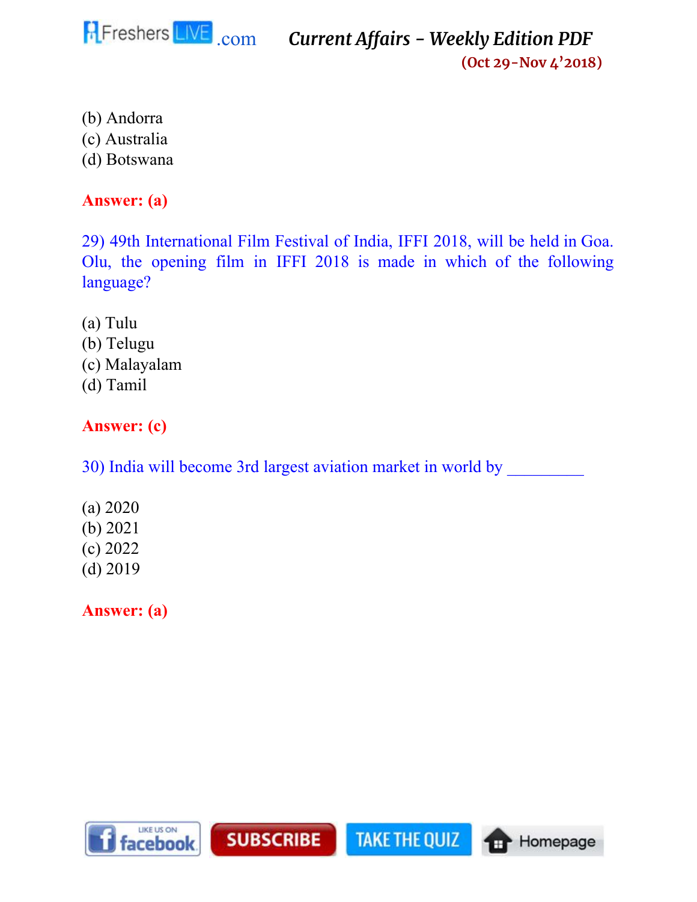(b) Andorra
(c) Australia
(d) Botswana

**Answer: (a)**

29) 49th International Film Festival of India, IFFI 2018, will be held in Goa. Olu, the opening film in IFFI 2018 is made in which of the following language?

(a) Tulu
(b) Telugu
(c) Malayalam
(d) Tamil

**Answer: (c)**

30) India will become 3rd largest aviation market in world by _________

(a) 2020
(b) 2021
(c) 2022
(d) 2019

**Answer: (a)**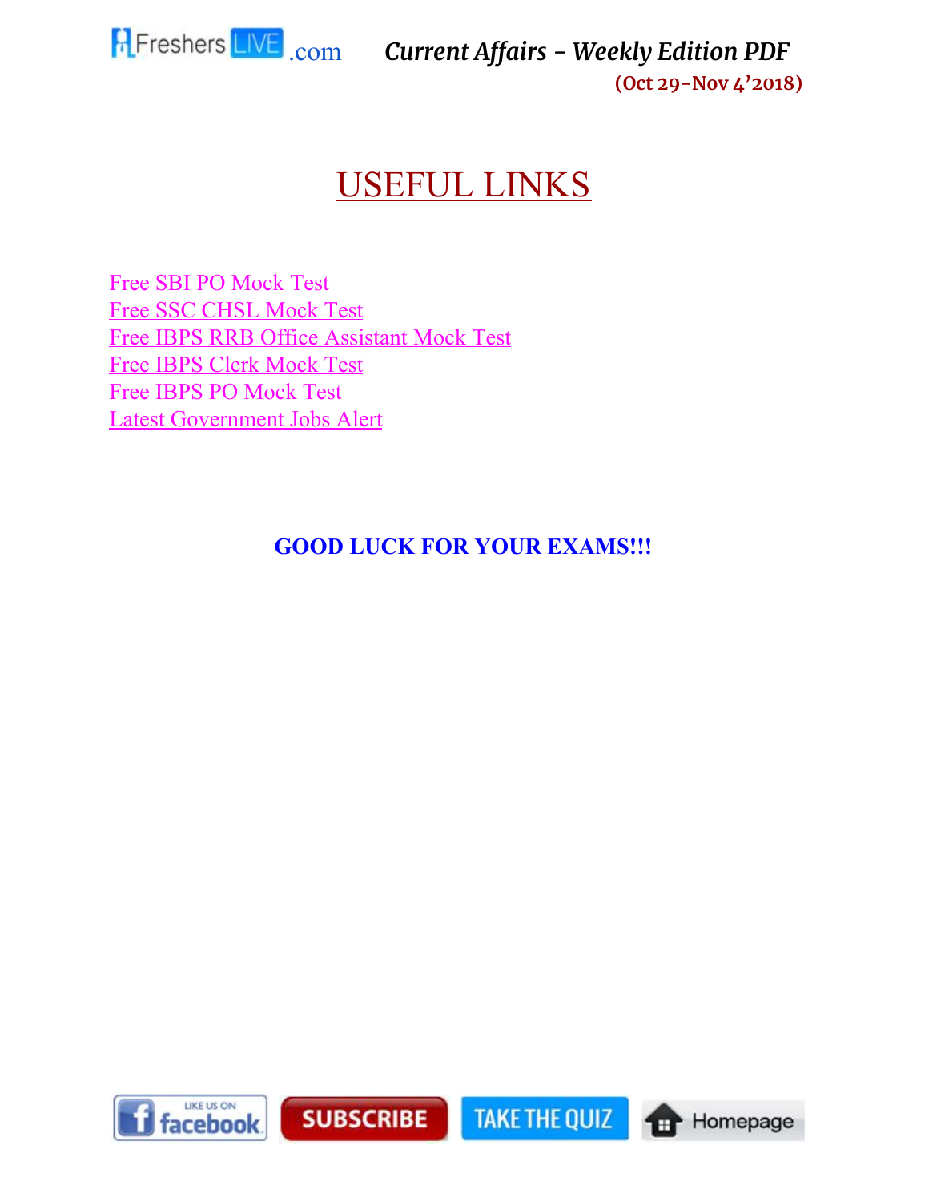# USEFUL LINKS

Free SBI PO Mock Test
Free SSC CHSL Mock Test
Free IBPS RRB Office Assistant Mock Test
Free IBPS Clerk Mock Test
Free IBPS PO Mock Test
Latest Government Jobs Alert

**GOOD LUCK FOR YOUR EXAMS!!!**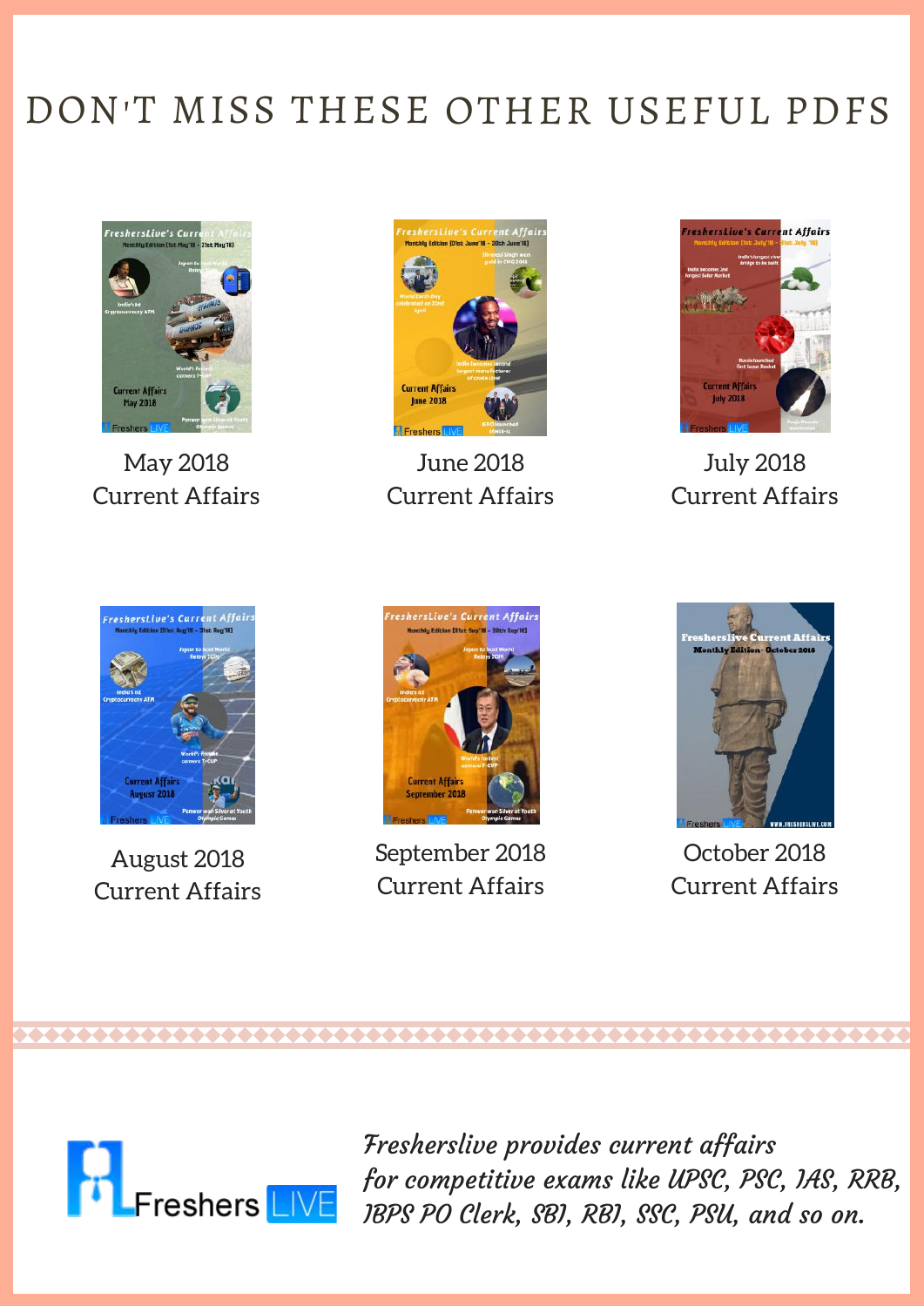# DON'T MISS THESE OTHER USEFUL PDFS

May 2018
Current Affairs

June 2018
Current Affairs

July 2018
Current Affairs

August 2018
Current Affairs

September 2018
Current Affairs

October 2018
Current Affairs

*Fresherslive provides current affairs for competitive exams like UPSC, PSC, IAS, RRB, IBPS PO Clerk, SBI, RBI, SSC, PSU, and so on.*